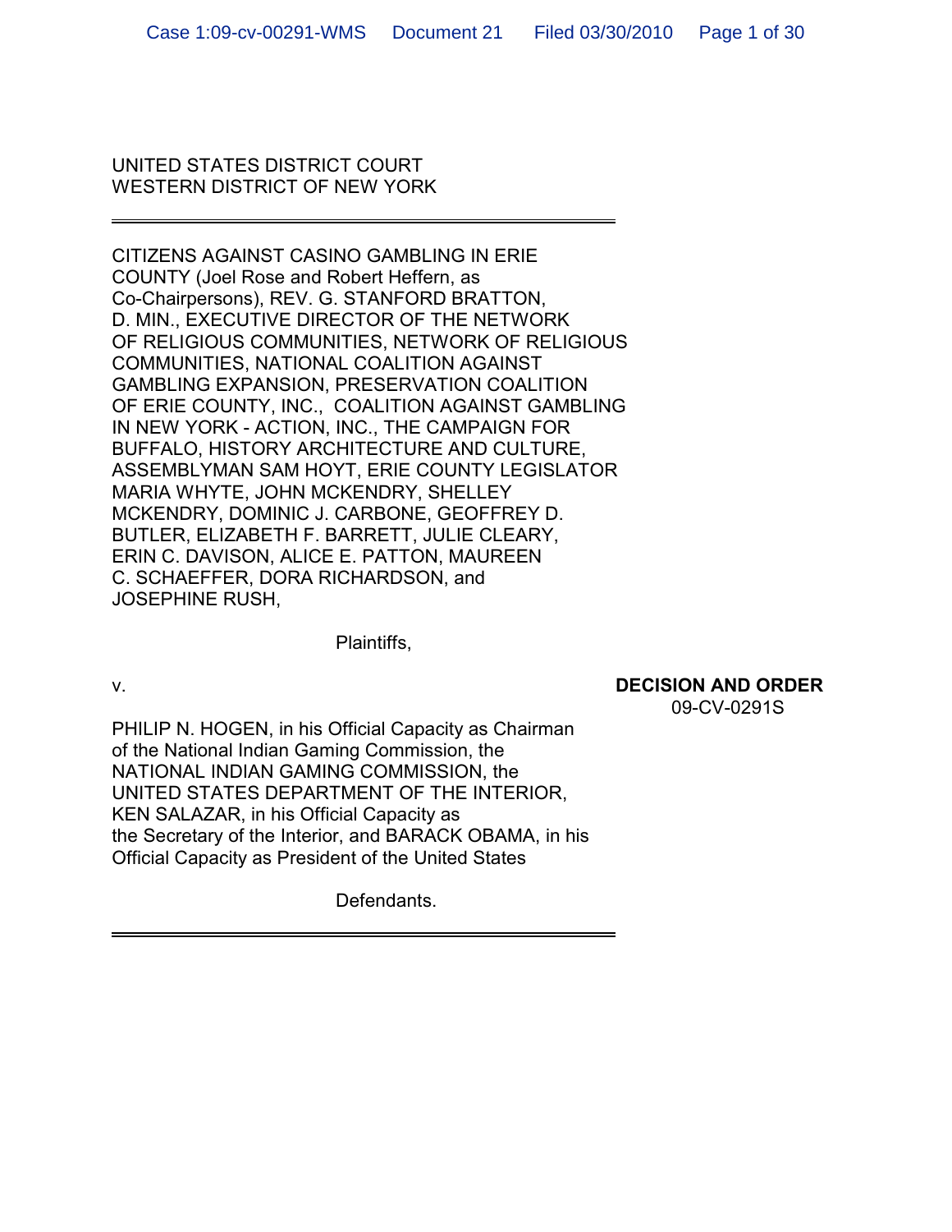UNITED STATES DISTRICT COURT
WESTERN DISTRICT OF NEW YORK

---

CITIZENS AGAINST CASINO GAMBLING IN ERIE COUNTY (Joel Rose and Robert Heffern, as Co-Chairpersons), REV. G. STANFORD BRATTON, D. MIN., EXECUTIVE DIRECTOR OF THE NETWORK OF RELIGIOUS COMMUNITIES, NETWORK OF RELIGIOUS COMMUNITIES, NATIONAL COALITION AGAINST GAMBLING EXPANSION, PRESERVATION COALITION OF ERIE COUNTY, INC., COALITION AGAINST GAMBLING IN NEW YORK - ACTION, INC., THE CAMPAIGN FOR BUFFALO, HISTORY ARCHITECTURE AND CULTURE, ASSEMBLYMAN SAM HOYT, ERIE COUNTY LEGISLATOR MARIA WHYTE, JOHN MCKENDRY, SHELLEY MCKENDRY, DOMINIC J. CARBONE, GEOFFREY D. BUTLER, ELIZABETH F. BARRETT, JULIE CLEARY, ERIN C. DAVISON, ALICE E. PATTON, MAUREEN C. SCHAEFFER, DORA RICHARDSON, and JOSEPHINE RUSH,

Plaintiffs,

v.

**DECISION AND ORDER**
09-CV-0291S

PHILIP N. HOGEN, in his Official Capacity as Chairman of the National Indian Gaming Commission, the NATIONAL INDIAN GAMING COMMISSION, the UNITED STATES DEPARTMENT OF THE INTERIOR, KEN SALAZAR, in his Official Capacity as the Secretary of the Interior, and BARACK OBAMA, in his Official Capacity as President of the United States

Defendants.

---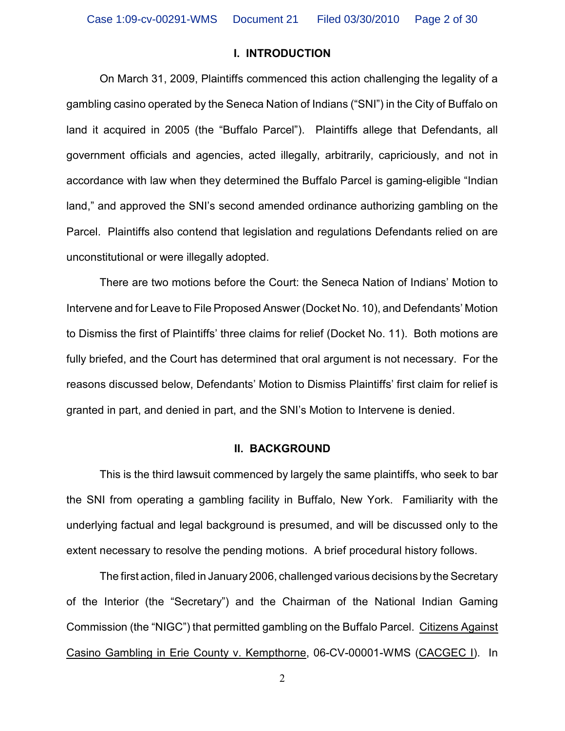## I. INTRODUCTION

On March 31, 2009, Plaintiffs commenced this action challenging the legality of a gambling casino operated by the Seneca Nation of Indians ("SNI") in the City of Buffalo on land it acquired in 2005 (the "Buffalo Parcel"). Plaintiffs allege that Defendants, all government officials and agencies, acted illegally, arbitrarily, capriciously, and not in accordance with law when they determined the Buffalo Parcel is gaming-eligible "Indian land," and approved the SNI's second amended ordinance authorizing gambling on the Parcel. Plaintiffs also contend that legislation and regulations Defendants relied on are unconstitutional or were illegally adopted.

There are two motions before the Court: the Seneca Nation of Indians' Motion to Intervene and for Leave to File Proposed Answer (Docket No. 10), and Defendants' Motion to Dismiss the first of Plaintiffs' three claims for relief (Docket No. 11). Both motions are fully briefed, and the Court has determined that oral argument is not necessary. For the reasons discussed below, Defendants' Motion to Dismiss Plaintiffs' first claim for relief is granted in part, and denied in part, and the SNI's Motion to Intervene is denied.

## II. BACKGROUND

This is the third lawsuit commenced by largely the same plaintiffs, who seek to bar the SNI from operating a gambling facility in Buffalo, New York. Familiarity with the underlying factual and legal background is presumed, and will be discussed only to the extent necessary to resolve the pending motions. A brief procedural history follows.

The first action, filed in January 2006, challenged various decisions by the Secretary of the Interior (the "Secretary") and the Chairman of the National Indian Gaming Commission (the "NIGC") that permitted gambling on the Buffalo Parcel. Citizens Against Casino Gambling in Erie County v. Kempthorne, 06-CV-00001-WMS (CACGEC I). In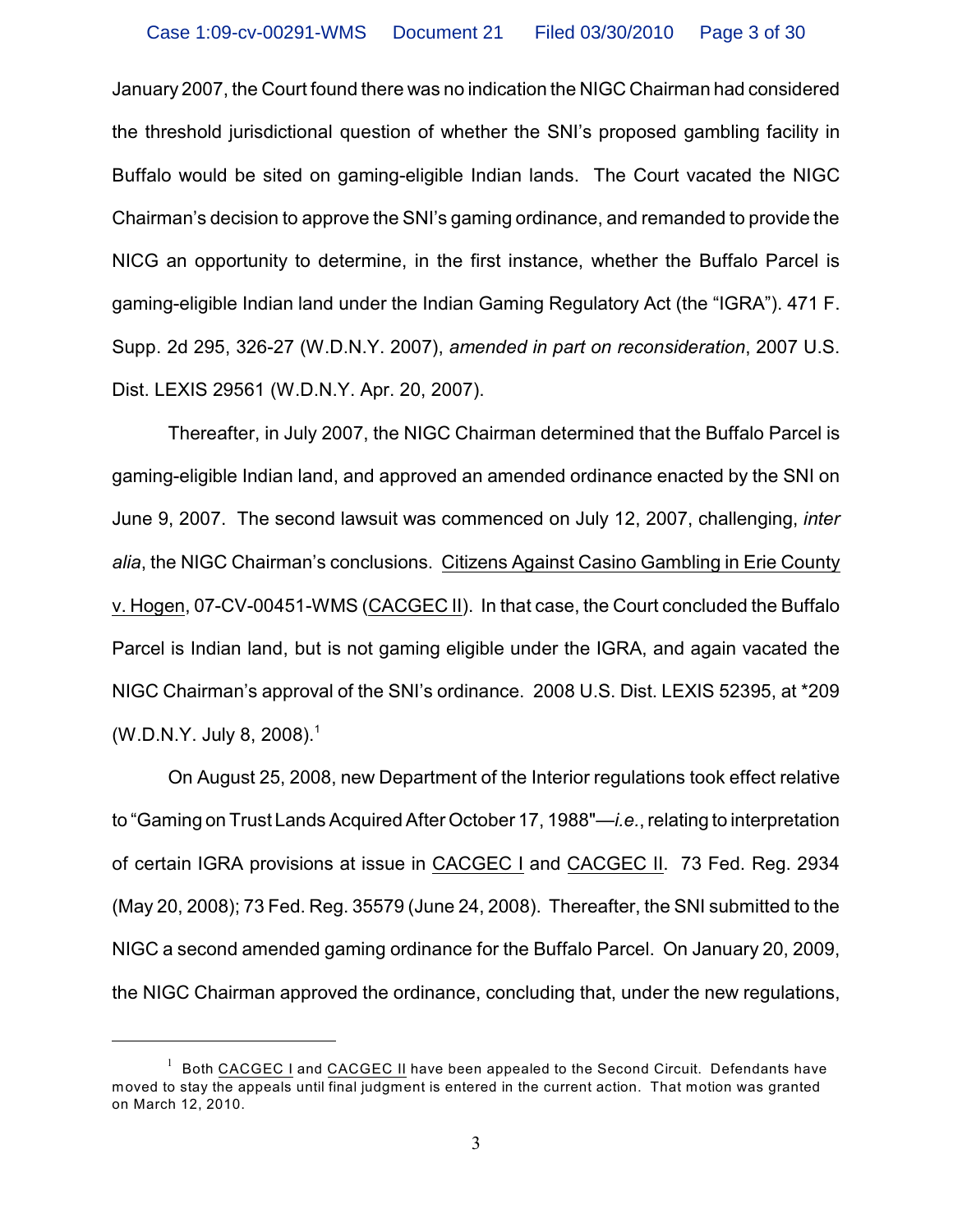January 2007, the Court found there was no indication the NIGC Chairman had considered the threshold jurisdictional question of whether the SNI's proposed gambling facility in Buffalo would be sited on gaming-eligible Indian lands. The Court vacated the NIGC Chairman's decision to approve the SNI's gaming ordinance, and remanded to provide the NICG an opportunity to determine, in the first instance, whether the Buffalo Parcel is gaming-eligible Indian land under the Indian Gaming Regulatory Act (the "IGRA"). 471 F. Supp. 2d 295, 326-27 (W.D.N.Y. 2007), *amended in part on reconsideration*, 2007 U.S. Dist. LEXIS 29561 (W.D.N.Y. Apr. 20, 2007).

Thereafter, in July 2007, the NIGC Chairman determined that the Buffalo Parcel is gaming-eligible Indian land, and approved an amended ordinance enacted by the SNI on June 9, 2007. The second lawsuit was commenced on July 12, 2007, challenging, *inter alia*, the NIGC Chairman's conclusions. Citizens Against Casino Gambling in Erie County v. Hogen, 07-CV-00451-WMS (CACGEC II). In that case, the Court concluded the Buffalo Parcel is Indian land, but is not gaming eligible under the IGRA, and again vacated the NIGC Chairman's approval of the SNI's ordinance. 2008 U.S. Dist. LEXIS 52395, at *209 (W.D.N.Y. July 8, 2008).[1]

On August 25, 2008, new Department of the Interior regulations took effect relative to "Gaming on Trust Lands Acquired After October 17, 1988"—*i.e.*, relating to interpretation of certain IGRA provisions at issue in CACGEC I and CACGEC II. 73 Fed. Reg. 2934 (May 20, 2008); 73 Fed. Reg. 35579 (June 24, 2008). Thereafter, the SNI submitted to the NIGC a second amended gaming ordinance for the Buffalo Parcel. On January 20, 2009, the NIGC Chairman approved the ordinance, concluding that, under the new regulations,

---

[1] Both CACGEC I and CACGEC II have been appealed to the Second Circuit. Defendants have moved to stay the appeals until final judgment is entered in the current action. That motion was granted on March 12, 2010.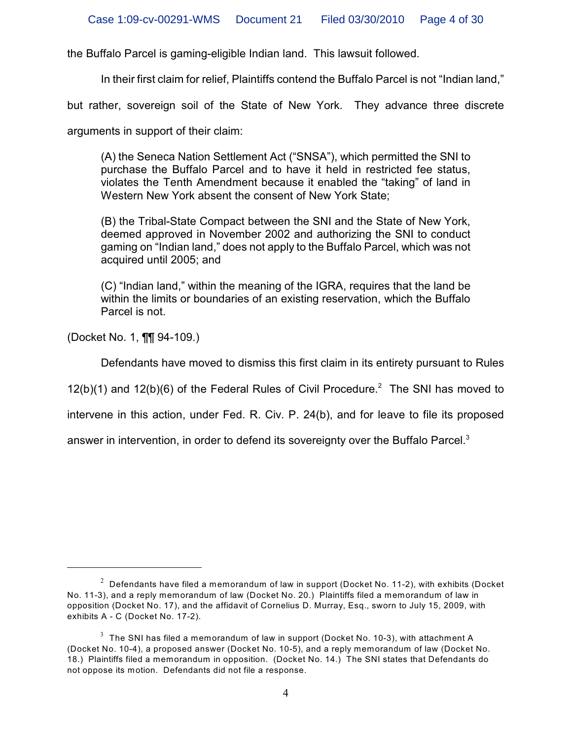the Buffalo Parcel is gaming-eligible Indian land. This lawsuit followed.

In their first claim for relief, Plaintiffs contend the Buffalo Parcel is not "Indian land," but rather, sovereign soil of the State of New York. They advance three discrete arguments in support of their claim:

> (A) the Seneca Nation Settlement Act ("SNSA"), which permitted the SNI to purchase the Buffalo Parcel and to have it held in restricted fee status, violates the Tenth Amendment because it enabled the "taking" of land in Western New York absent the consent of New York State;
>
> (B) the Tribal-State Compact between the SNI and the State of New York, deemed approved in November 2002 and authorizing the SNI to conduct gaming on "Indian land," does not apply to the Buffalo Parcel, which was not acquired until 2005; and
>
> (C) "Indian land," within the meaning of the IGRA, requires that the land be within the limits or boundaries of an existing reservation, which the Buffalo Parcel is not.

(Docket No. 1, ¶¶ 94-109.)

Defendants have moved to dismiss this first claim in its entirety pursuant to Rules 12(b)(1) and 12(b)(6) of the Federal Rules of Civil Procedure.[2] The SNI has moved to intervene in this action, under Fed. R. Civ. P. 24(b), and for leave to file its proposed answer in intervention, in order to defend its sovereignty over the Buffalo Parcel.[3]

---

[2] Defendants have filed a memorandum of law in support (Docket No. 11-2), with exhibits (Docket No. 11-3), and a reply memorandum of law (Docket No. 20.) Plaintiffs filed a memorandum of law in opposition (Docket No. 17), and the affidavit of Cornelius D. Murray, Esq., sworn to July 15, 2009, with exhibits A - C (Docket No. 17-2).

[3] The SNI has filed a memorandum of law in support (Docket No. 10-3), with attachment A (Docket No. 10-4), a proposed answer (Docket No. 10-5), and a reply memorandum of law (Docket No. 18.) Plaintiffs filed a memorandum in opposition. (Docket No. 14.) The SNI states that Defendants do not oppose its motion. Defendants did not file a response.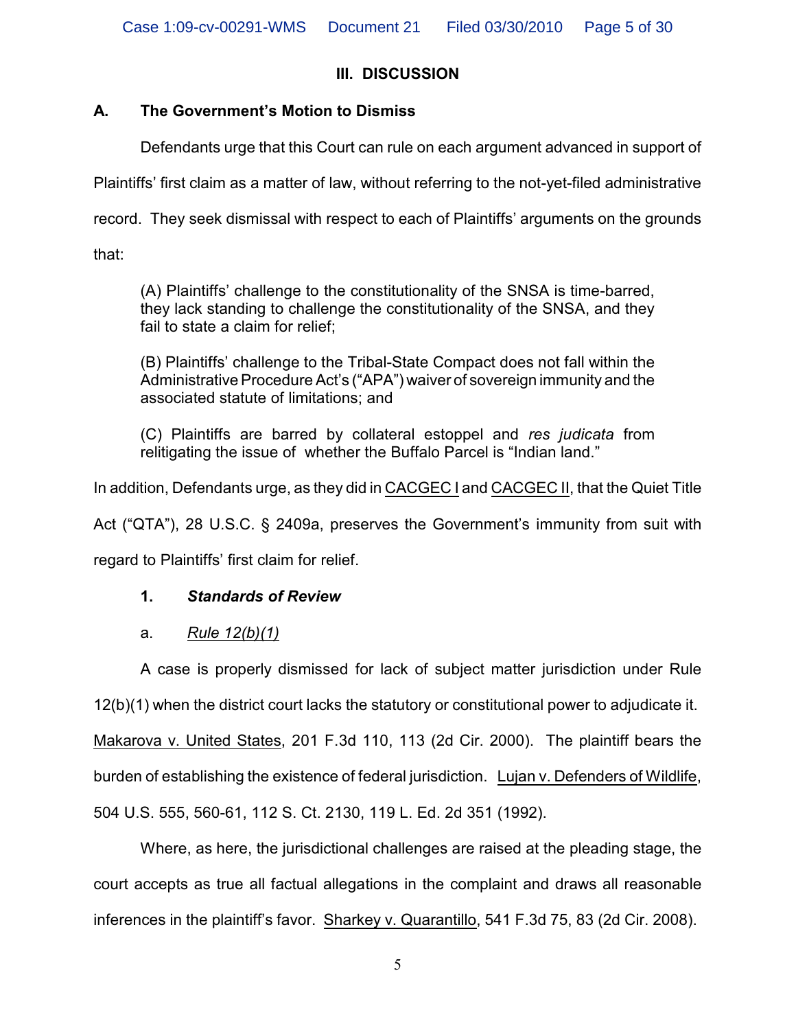## III. DISCUSSION

### A. The Government's Motion to Dismiss

Defendants urge that this Court can rule on each argument advanced in support of Plaintiffs' first claim as a matter of law, without referring to the not-yet-filed administrative record. They seek dismissal with respect to each of Plaintiffs' arguments on the grounds that:

> (A) Plaintiffs' challenge to the constitutionality of the SNSA is time-barred, they lack standing to challenge the constitutionality of the SNSA, and they fail to state a claim for relief;
>
> (B) Plaintiffs' challenge to the Tribal-State Compact does not fall within the Administrative Procedure Act's ("APA") waiver of sovereign immunity and the associated statute of limitations; and
>
> (C) Plaintiffs are barred by collateral estoppel and *res judicata* from relitigating the issue of whether the Buffalo Parcel is "Indian land."

In addition, Defendants urge, as they did in CACGEC I and CACGEC II, that the Quiet Title Act ("QTA"), 28 U.S.C. § 2409a, preserves the Government's immunity from suit with regard to Plaintiffs' first claim for relief.

#### 1. *Standards of Review*

a. *Rule 12(b)(1)*

A case is properly dismissed for lack of subject matter jurisdiction under Rule 12(b)(1) when the district court lacks the statutory or constitutional power to adjudicate it. Makarova v. United States, 201 F.3d 110, 113 (2d Cir. 2000). The plaintiff bears the burden of establishing the existence of federal jurisdiction. Lujan v. Defenders of Wildlife, 504 U.S. 555, 560-61, 112 S. Ct. 2130, 119 L. Ed. 2d 351 (1992).

Where, as here, the jurisdictional challenges are raised at the pleading stage, the court accepts as true all factual allegations in the complaint and draws all reasonable inferences in the plaintiff's favor. Sharkey v. Quarantillo, 541 F.3d 75, 83 (2d Cir. 2008).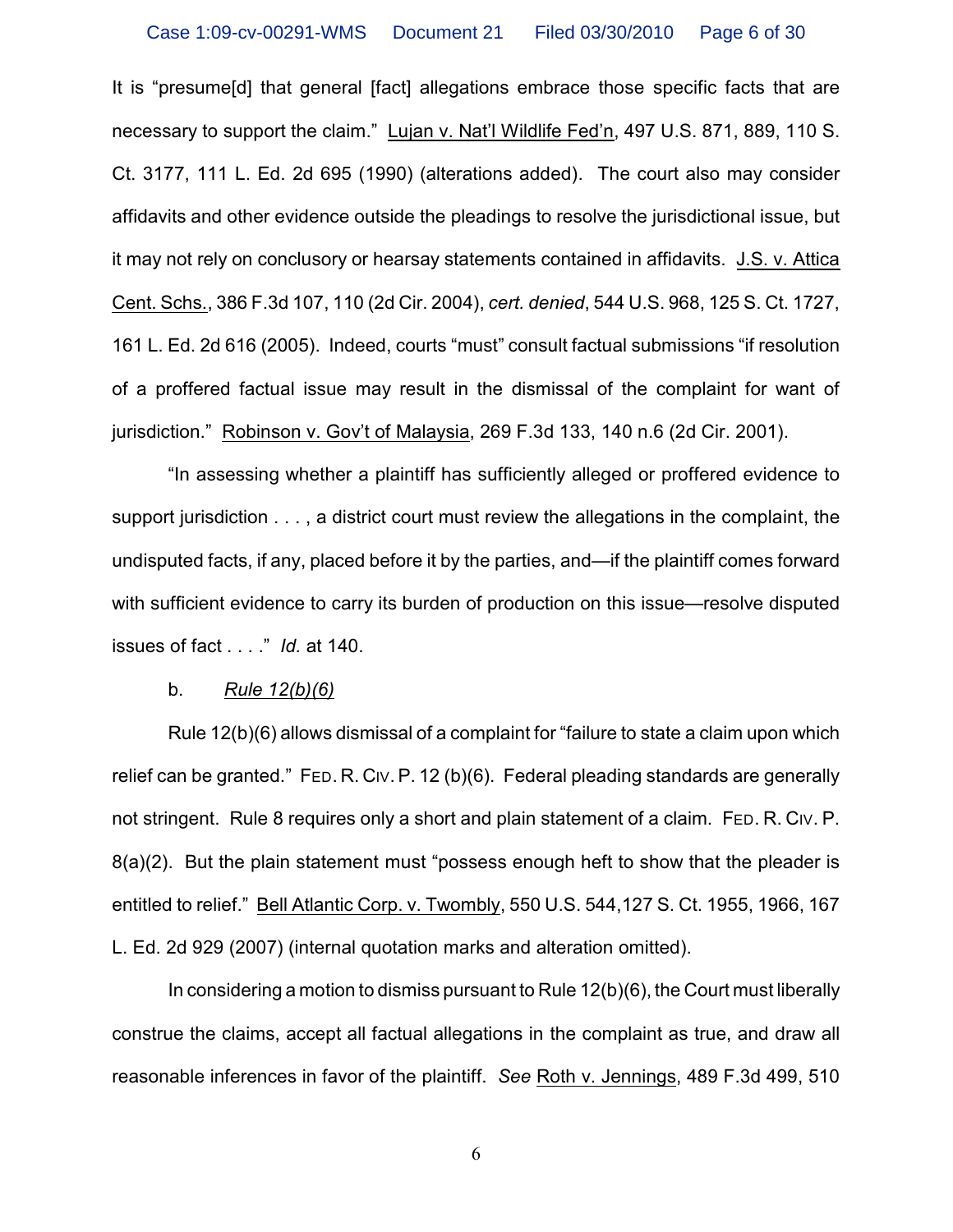It is "presume[d] that general [fact] allegations embrace those specific facts that are necessary to support the claim." Lujan v. Nat'l Wildlife Fed'n, 497 U.S. 871, 889, 110 S. Ct. 3177, 111 L. Ed. 2d 695 (1990) (alterations added). The court also may consider affidavits and other evidence outside the pleadings to resolve the jurisdictional issue, but it may not rely on conclusory or hearsay statements contained in affidavits. J.S. v. Attica Cent. Schs., 386 F.3d 107, 110 (2d Cir. 2004), *cert. denied*, 544 U.S. 968, 125 S. Ct. 1727, 161 L. Ed. 2d 616 (2005). Indeed, courts "must" consult factual submissions "if resolution of a proffered factual issue may result in the dismissal of the complaint for want of jurisdiction." Robinson v. Gov't of Malaysia, 269 F.3d 133, 140 n.6 (2d Cir. 2001).

"In assessing whether a plaintiff has sufficiently alleged or proffered evidence to support jurisdiction . . . , a district court must review the allegations in the complaint, the undisputed facts, if any, placed before it by the parties, and—if the plaintiff comes forward with sufficient evidence to carry its burden of production on this issue—resolve disputed issues of fact . . . ." *Id.* at 140.

b. *Rule 12(b)(6)*

Rule 12(b)(6) allows dismissal of a complaint for "failure to state a claim upon which relief can be granted." FED. R. CIV. P. 12 (b)(6). Federal pleading standards are generally not stringent. Rule 8 requires only a short and plain statement of a claim. FED. R. CIV. P. 8(a)(2). But the plain statement must "possess enough heft to show that the pleader is entitled to relief." Bell Atlantic Corp. v. Twombly, 550 U.S. 544,127 S. Ct. 1955, 1966, 167 L. Ed. 2d 929 (2007) (internal quotation marks and alteration omitted).

In considering a motion to dismiss pursuant to Rule 12(b)(6), the Court must liberally construe the claims, accept all factual allegations in the complaint as true, and draw all reasonable inferences in favor of the plaintiff. *See* Roth v. Jennings, 489 F.3d 499, 510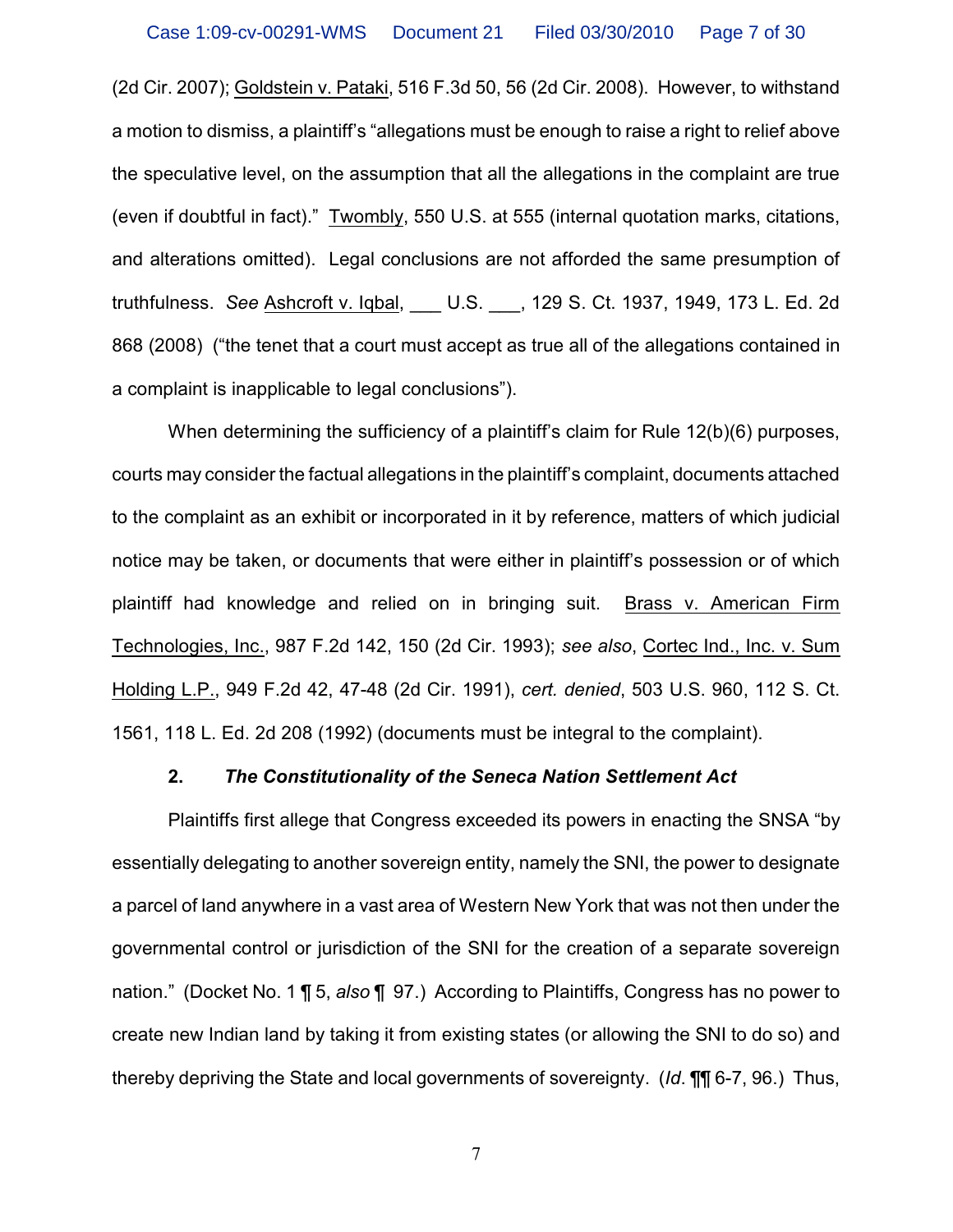(2d Cir. 2007); Goldstein v. Pataki, 516 F.3d 50, 56 (2d Cir. 2008). However, to withstand a motion to dismiss, a plaintiff's "allegations must be enough to raise a right to relief above the speculative level, on the assumption that all the allegations in the complaint are true (even if doubtful in fact)." Twombly, 550 U.S. at 555 (internal quotation marks, citations, and alterations omitted). Legal conclusions are not afforded the same presumption of truthfulness. *See* Ashcroft v. Iqbal, ___ U.S. ___, 129 S. Ct. 1937, 1949, 173 L. Ed. 2d 868 (2008) ("the tenet that a court must accept as true all of the allegations contained in a complaint is inapplicable to legal conclusions").

When determining the sufficiency of a plaintiff's claim for Rule 12(b)(6) purposes, courts may consider the factual allegations in the plaintiff's complaint, documents attached to the complaint as an exhibit or incorporated in it by reference, matters of which judicial notice may be taken, or documents that were either in plaintiff's possession or of which plaintiff had knowledge and relied on in bringing suit. Brass v. American Firm Technologies, Inc., 987 F.2d 142, 150 (2d Cir. 1993); *see also*, Cortec Ind., Inc. v. Sum Holding L.P., 949 F.2d 42, 47-48 (2d Cir. 1991), *cert. denied*, 503 U.S. 960, 112 S. Ct. 1561, 118 L. Ed. 2d 208 (1992) (documents must be integral to the complaint).

**2. *The Constitutionality of the Seneca Nation Settlement Act***

Plaintiffs first allege that Congress exceeded its powers in enacting the SNSA "by essentially delegating to another sovereign entity, namely the SNI, the power to designate a parcel of land anywhere in a vast area of Western New York that was not then under the governmental control or jurisdiction of the SNI for the creation of a separate sovereign nation." (Docket No. 1 ¶ 5, *also* ¶ 97.) According to Plaintiffs, Congress has no power to create new Indian land by taking it from existing states (or allowing the SNI to do so) and thereby depriving the State and local governments of sovereignty. (*Id*. ¶¶ 6-7, 96.) Thus,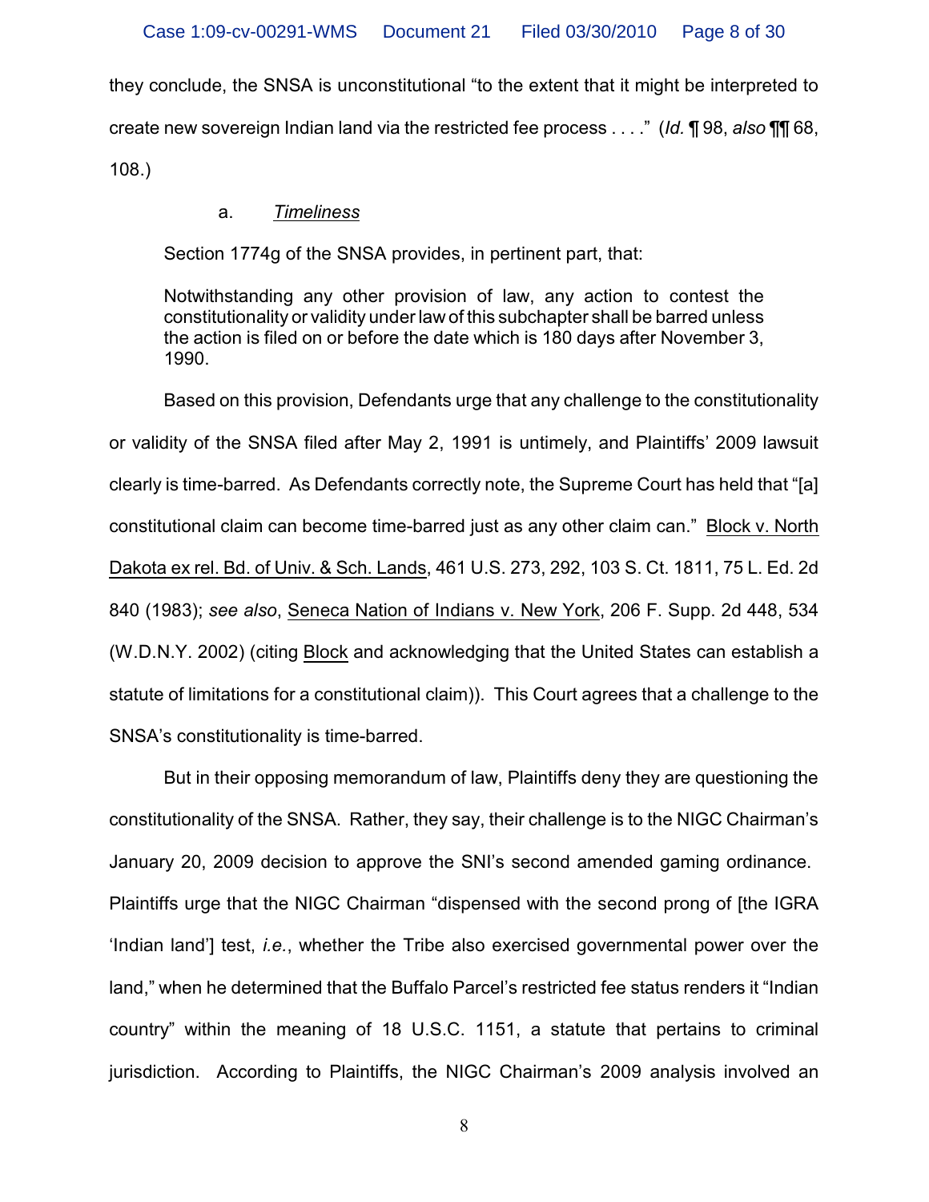they conclude, the SNSA is unconstitutional "to the extent that it might be interpreted to create new sovereign Indian land via the restricted fee process . . . ." (*Id.* ¶ 98, *also* ¶¶ 68, 108.)

a. *Timeliness*

Section 1774g of the SNSA provides, in pertinent part, that:

> Notwithstanding any other provision of law, any action to contest the constitutionality or validity under law of this subchapter shall be barred unless the action is filed on or before the date which is 180 days after November 3, 1990.

Based on this provision, Defendants urge that any challenge to the constitutionality or validity of the SNSA filed after May 2, 1991 is untimely, and Plaintiffs' 2009 lawsuit clearly is time-barred. As Defendants correctly note, the Supreme Court has held that "[a] constitutional claim can become time-barred just as any other claim can." Block v. North Dakota ex rel. Bd. of Univ. & Sch. Lands, 461 U.S. 273, 292, 103 S. Ct. 1811, 75 L. Ed. 2d 840 (1983); *see also*, Seneca Nation of Indians v. New York, 206 F. Supp. 2d 448, 534 (W.D.N.Y. 2002) (citing Block and acknowledging that the United States can establish a statute of limitations for a constitutional claim)). This Court agrees that a challenge to the SNSA's constitutionality is time-barred.

But in their opposing memorandum of law, Plaintiffs deny they are questioning the constitutionality of the SNSA. Rather, they say, their challenge is to the NIGC Chairman's January 20, 2009 decision to approve the SNI's second amended gaming ordinance. Plaintiffs urge that the NIGC Chairman "dispensed with the second prong of [the IGRA 'Indian land'] test, *i.e.*, whether the Tribe also exercised governmental power over the land," when he determined that the Buffalo Parcel's restricted fee status renders it "Indian country" within the meaning of 18 U.S.C. 1151, a statute that pertains to criminal jurisdiction. According to Plaintiffs, the NIGC Chairman's 2009 analysis involved an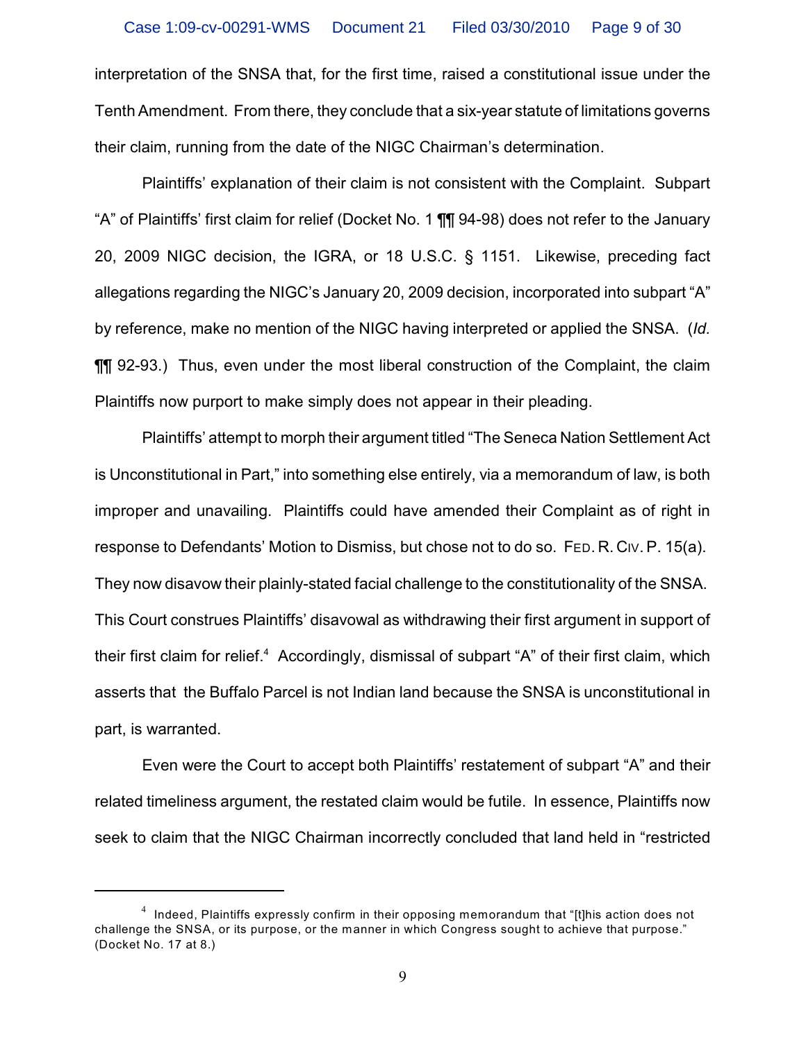interpretation of the SNSA that, for the first time, raised a constitutional issue under the Tenth Amendment. From there, they conclude that a six-year statute of limitations governs their claim, running from the date of the NIGC Chairman's determination.

Plaintiffs' explanation of their claim is not consistent with the Complaint. Subpart "A" of Plaintiffs' first claim for relief (Docket No. 1 ¶¶ 94-98) does not refer to the January 20, 2009 NIGC decision, the IGRA, or 18 U.S.C. § 1151. Likewise, preceding fact allegations regarding the NIGC's January 20, 2009 decision, incorporated into subpart "A" by reference, make no mention of the NIGC having interpreted or applied the SNSA. (*Id.* ¶¶ 92-93.) Thus, even under the most liberal construction of the Complaint, the claim Plaintiffs now purport to make simply does not appear in their pleading.

Plaintiffs' attempt to morph their argument titled "The Seneca Nation Settlement Act is Unconstitutional in Part," into something else entirely, via a memorandum of law, is both improper and unavailing. Plaintiffs could have amended their Complaint as of right in response to Defendants' Motion to Dismiss, but chose not to do so. FED. R. CIV. P. 15(a). They now disavow their plainly-stated facial challenge to the constitutionality of the SNSA. This Court construes Plaintiffs' disavowal as withdrawing their first argument in support of their first claim for relief.[4] Accordingly, dismissal of subpart "A" of their first claim, which asserts that the Buffalo Parcel is not Indian land because the SNSA is unconstitutional in part, is warranted.

Even were the Court to accept both Plaintiffs' restatement of subpart "A" and their related timeliness argument, the restated claim would be futile. In essence, Plaintiffs now seek to claim that the NIGC Chairman incorrectly concluded that land held in "restricted

---

[4] Indeed, Plaintiffs expressly confirm in their opposing memorandum that "[t]his action does not challenge the SNSA, or its purpose, or the manner in which Congress sought to achieve that purpose." (Docket No. 17 at 8.)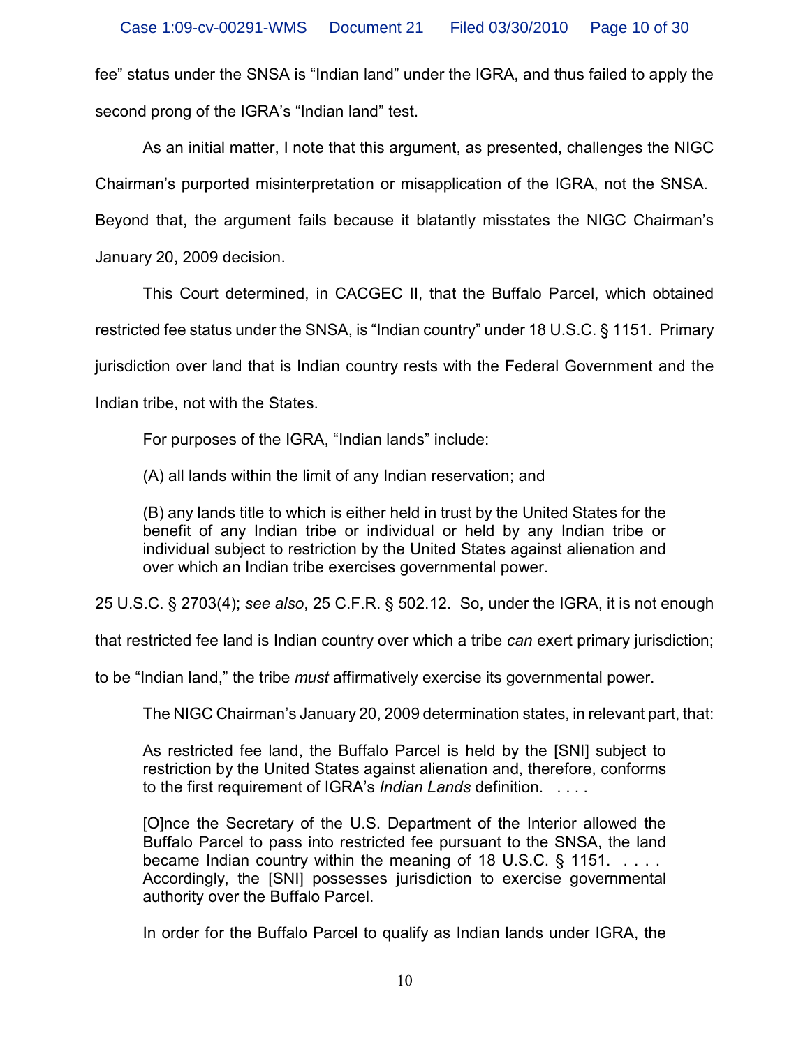fee" status under the SNSA is "Indian land" under the IGRA, and thus failed to apply the second prong of the IGRA's "Indian land" test.

As an initial matter, I note that this argument, as presented, challenges the NIGC Chairman's purported misinterpretation or misapplication of the IGRA, not the SNSA. Beyond that, the argument fails because it blatantly misstates the NIGC Chairman's January 20, 2009 decision.

This Court determined, in CACGEC II, that the Buffalo Parcel, which obtained restricted fee status under the SNSA, is "Indian country" under 18 U.S.C. § 1151. Primary jurisdiction over land that is Indian country rests with the Federal Government and the Indian tribe, not with the States.

For purposes of the IGRA, "Indian lands" include:

> (A) all lands within the limit of any Indian reservation; and
>
> (B) any lands title to which is either held in trust by the United States for the benefit of any Indian tribe or individual or held by any Indian tribe or individual subject to restriction by the United States against alienation and over which an Indian tribe exercises governmental power.

25 U.S.C. § 2703(4); *see also*, 25 C.F.R. § 502.12. So, under the IGRA, it is not enough that restricted fee land is Indian country over which a tribe *can* exert primary jurisdiction; to be "Indian land," the tribe *must* affirmatively exercise its governmental power.

The NIGC Chairman's January 20, 2009 determination states, in relevant part, that:

> As restricted fee land, the Buffalo Parcel is held by the [SNI] subject to restriction by the United States against alienation and, therefore, conforms to the first requirement of IGRA's *Indian Lands* definition. . . . .
>
> [O]nce the Secretary of the U.S. Department of the Interior allowed the Buffalo Parcel to pass into restricted fee pursuant to the SNSA, the land became Indian country within the meaning of 18 U.S.C. § 1151. . . . . Accordingly, the [SNI] possesses jurisdiction to exercise governmental authority over the Buffalo Parcel.
>
> In order for the Buffalo Parcel to qualify as Indian lands under IGRA, the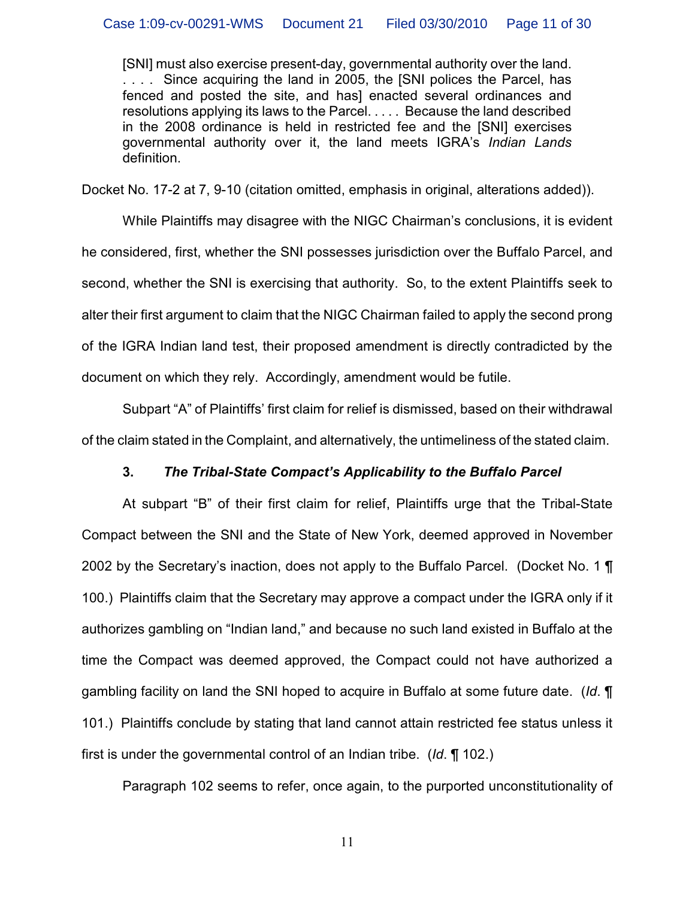> [SNI] must also exercise present-day, governmental authority over the land. . . . . Since acquiring the land in 2005, the [SNI polices the Parcel, has fenced and posted the site, and has] enacted several ordinances and resolutions applying its laws to the Parcel. . . . . Because the land described in the 2008 ordinance is held in restricted fee and the [SNI] exercises governmental authority over it, the land meets IGRA's *Indian Lands* definition.

Docket No. 17-2 at 7, 9-10 (citation omitted, emphasis in original, alterations added)).

While Plaintiffs may disagree with the NIGC Chairman's conclusions, it is evident he considered, first, whether the SNI possesses jurisdiction over the Buffalo Parcel, and second, whether the SNI is exercising that authority. So, to the extent Plaintiffs seek to alter their first argument to claim that the NIGC Chairman failed to apply the second prong of the IGRA Indian land test, their proposed amendment is directly contradicted by the document on which they rely. Accordingly, amendment would be futile.

Subpart "A" of Plaintiffs' first claim for relief is dismissed, based on their withdrawal of the claim stated in the Complaint, and alternatively, the untimeliness of the stated claim.

### 3. *The Tribal-State Compact's Applicability to the Buffalo Parcel*

At subpart "B" of their first claim for relief, Plaintiffs urge that the Tribal-State Compact between the SNI and the State of New York, deemed approved in November 2002 by the Secretary's inaction, does not apply to the Buffalo Parcel. (Docket No. 1 ¶ 100.) Plaintiffs claim that the Secretary may approve a compact under the IGRA only if it authorizes gambling on "Indian land," and because no such land existed in Buffalo at the time the Compact was deemed approved, the Compact could not have authorized a gambling facility on land the SNI hoped to acquire in Buffalo at some future date. (*Id*. ¶ 101.) Plaintiffs conclude by stating that land cannot attain restricted fee status unless it first is under the governmental control of an Indian tribe. (*Id*. ¶ 102.)

Paragraph 102 seems to refer, once again, to the purported unconstitutionality of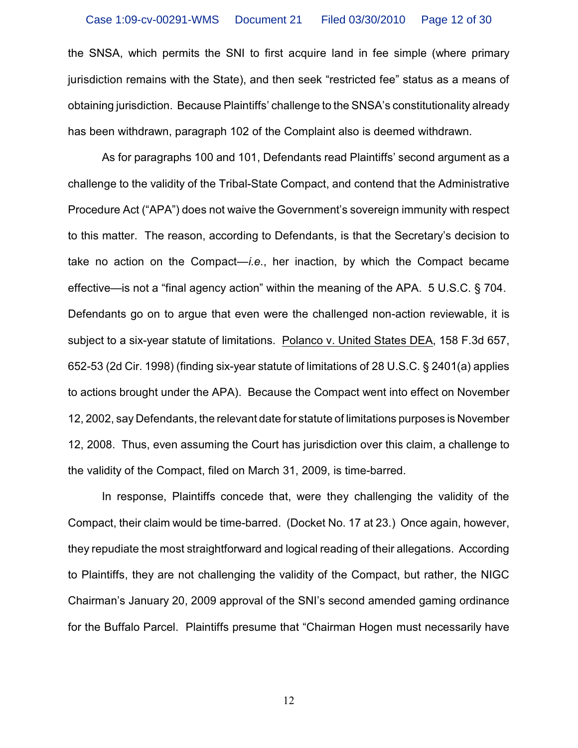the SNSA, which permits the SNI to first acquire land in fee simple (where primary jurisdiction remains with the State), and then seek "restricted fee" status as a means of obtaining jurisdiction. Because Plaintiffs' challenge to the SNSA's constitutionality already has been withdrawn, paragraph 102 of the Complaint also is deemed withdrawn.

As for paragraphs 100 and 101, Defendants read Plaintiffs' second argument as a challenge to the validity of the Tribal-State Compact, and contend that the Administrative Procedure Act ("APA") does not waive the Government's sovereign immunity with respect to this matter. The reason, according to Defendants, is that the Secretary's decision to take no action on the Compact—*i.e.*, her inaction, by which the Compact became effective—is not a "final agency action" within the meaning of the APA. 5 U.S.C. § 704. Defendants go on to argue that even were the challenged non-action reviewable, it is subject to a six-year statute of limitations. Polanco v. United States DEA, 158 F.3d 657, 652-53 (2d Cir. 1998) (finding six-year statute of limitations of 28 U.S.C. § 2401(a) applies to actions brought under the APA). Because the Compact went into effect on November 12, 2002, say Defendants, the relevant date for statute of limitations purposes is November 12, 2008. Thus, even assuming the Court has jurisdiction over this claim, a challenge to the validity of the Compact, filed on March 31, 2009, is time-barred.

In response, Plaintiffs concede that, were they challenging the validity of the Compact, their claim would be time-barred. (Docket No. 17 at 23.) Once again, however, they repudiate the most straightforward and logical reading of their allegations. According to Plaintiffs, they are not challenging the validity of the Compact, but rather, the NIGC Chairman's January 20, 2009 approval of the SNI's second amended gaming ordinance for the Buffalo Parcel. Plaintiffs presume that "Chairman Hogen must necessarily have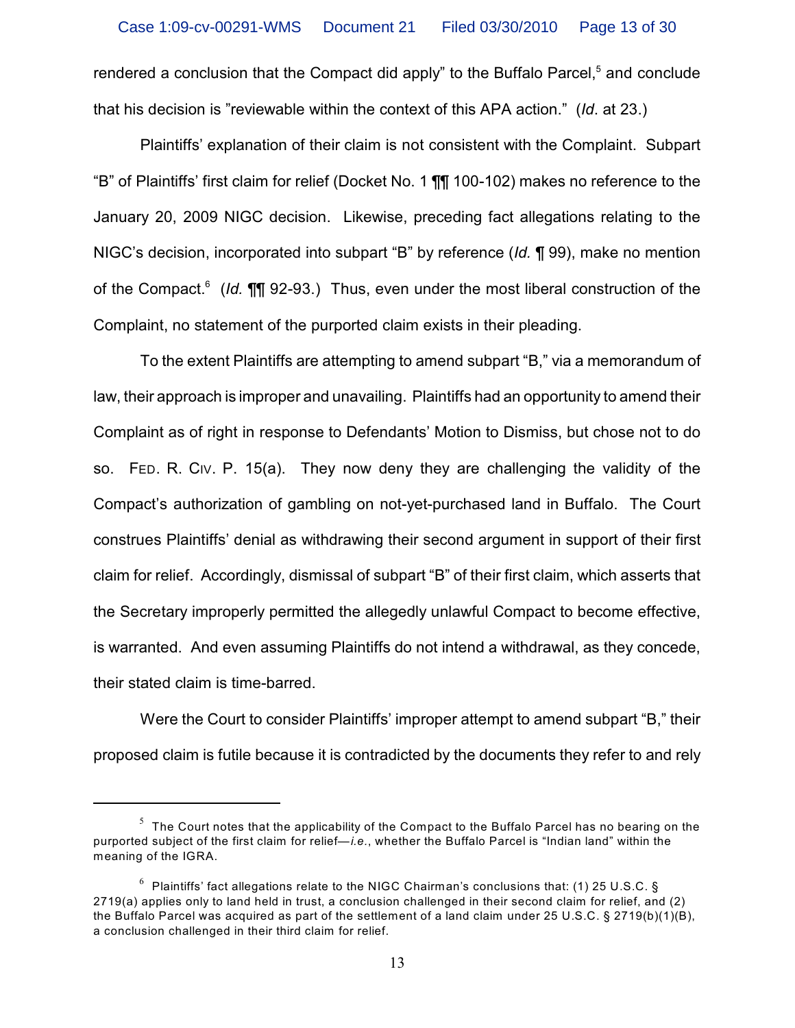rendered a conclusion that the Compact did apply" to the Buffalo Parcel,[5] and conclude that his decision is "reviewable within the context of this APA action." (*Id*. at 23.)

Plaintiffs' explanation of their claim is not consistent with the Complaint. Subpart "B" of Plaintiffs' first claim for relief (Docket No. 1 ¶¶ 100-102) makes no reference to the January 20, 2009 NIGC decision. Likewise, preceding fact allegations relating to the NIGC's decision, incorporated into subpart "B" by reference (*Id.* ¶ 99), make no mention of the Compact.[6] (*Id.* ¶¶ 92-93.) Thus, even under the most liberal construction of the Complaint, no statement of the purported claim exists in their pleading.

To the extent Plaintiffs are attempting to amend subpart "B," via a memorandum of law, their approach is improper and unavailing. Plaintiffs had an opportunity to amend their Complaint as of right in response to Defendants' Motion to Dismiss, but chose not to do so. FED. R. CIV. P. 15(a). They now deny they are challenging the validity of the Compact's authorization of gambling on not-yet-purchased land in Buffalo. The Court construes Plaintiffs' denial as withdrawing their second argument in support of their first claim for relief. Accordingly, dismissal of subpart "B" of their first claim, which asserts that the Secretary improperly permitted the allegedly unlawful Compact to become effective, is warranted. And even assuming Plaintiffs do not intend a withdrawal, as they concede, their stated claim is time-barred.

Were the Court to consider Plaintiffs' improper attempt to amend subpart "B," their proposed claim is futile because it is contradicted by the documents they refer to and rely

---

[5] The Court notes that the applicability of the Compact to the Buffalo Parcel has no bearing on the purported subject of the first claim for relief—*i.e.*, whether the Buffalo Parcel is "Indian land" within the meaning of the IGRA.

[6] Plaintiffs' fact allegations relate to the NIGC Chairman's conclusions that: (1) 25 U.S.C. § 2719(a) applies only to land held in trust, a conclusion challenged in their second claim for relief, and (2) the Buffalo Parcel was acquired as part of the settlement of a land claim under 25 U.S.C. § 2719(b)(1)(B), a conclusion challenged in their third claim for relief.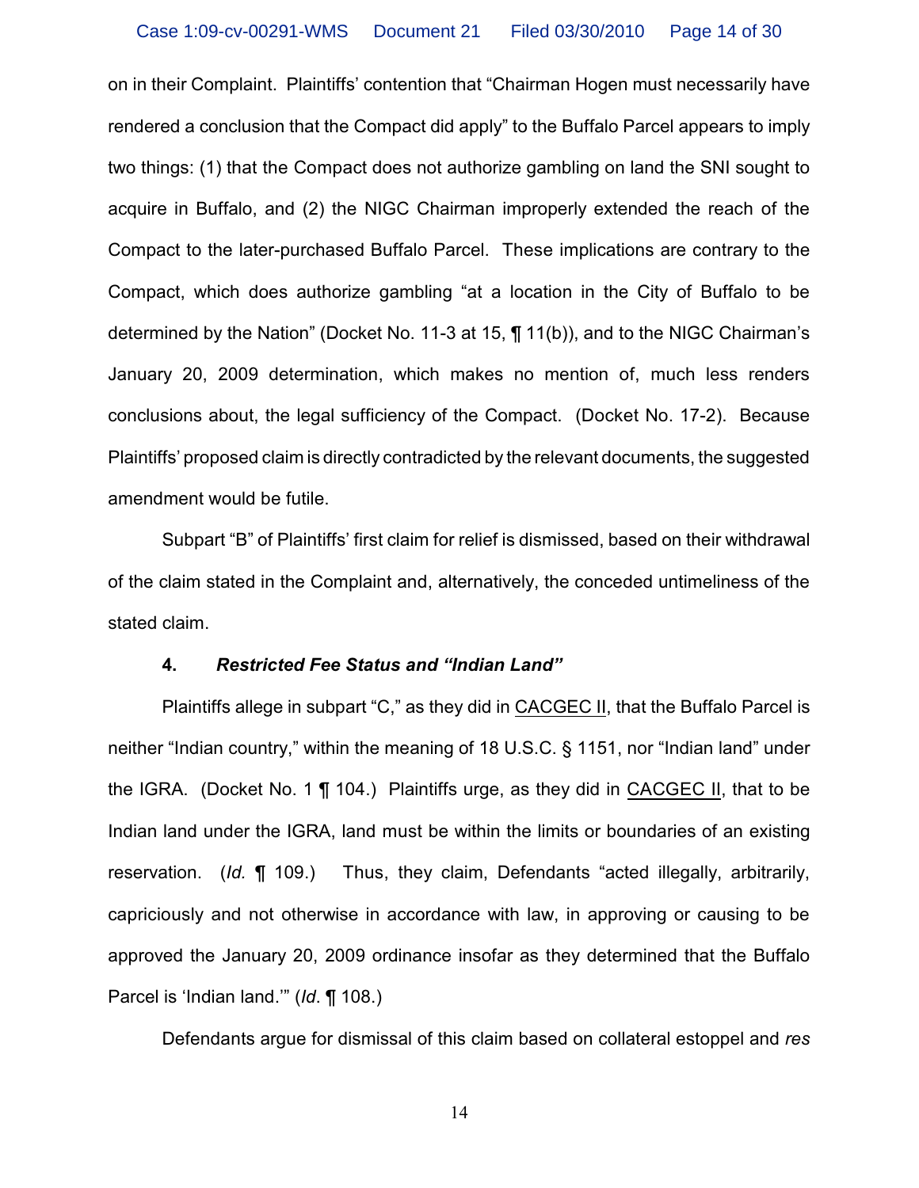on in their Complaint. Plaintiffs' contention that "Chairman Hogen must necessarily have rendered a conclusion that the Compact did apply" to the Buffalo Parcel appears to imply two things: (1) that the Compact does not authorize gambling on land the SNI sought to acquire in Buffalo, and (2) the NIGC Chairman improperly extended the reach of the Compact to the later-purchased Buffalo Parcel. These implications are contrary to the Compact, which does authorize gambling "at a location in the City of Buffalo to be determined by the Nation" (Docket No. 11-3 at 15, ¶ 11(b)), and to the NIGC Chairman's January 20, 2009 determination, which makes no mention of, much less renders conclusions about, the legal sufficiency of the Compact. (Docket No. 17-2). Because Plaintiffs' proposed claim is directly contradicted by the relevant documents, the suggested amendment would be futile.

Subpart "B" of Plaintiffs' first claim for relief is dismissed, based on their withdrawal of the claim stated in the Complaint and, alternatively, the conceded untimeliness of the stated claim.

**4. *Restricted Fee Status and "Indian Land"***

Plaintiffs allege in subpart "C," as they did in CACGEC II, that the Buffalo Parcel is neither "Indian country," within the meaning of 18 U.S.C. § 1151, nor "Indian land" under the IGRA. (Docket No. 1 ¶ 104.) Plaintiffs urge, as they did in CACGEC II, that to be Indian land under the IGRA, land must be within the limits or boundaries of an existing reservation. (*Id.* ¶ 109.) Thus, they claim, Defendants "acted illegally, arbitrarily, capriciously and not otherwise in accordance with law, in approving or causing to be approved the January 20, 2009 ordinance insofar as they determined that the Buffalo Parcel is 'Indian land.'" (*Id*. ¶ 108.)

Defendants argue for dismissal of this claim based on collateral estoppel and *res*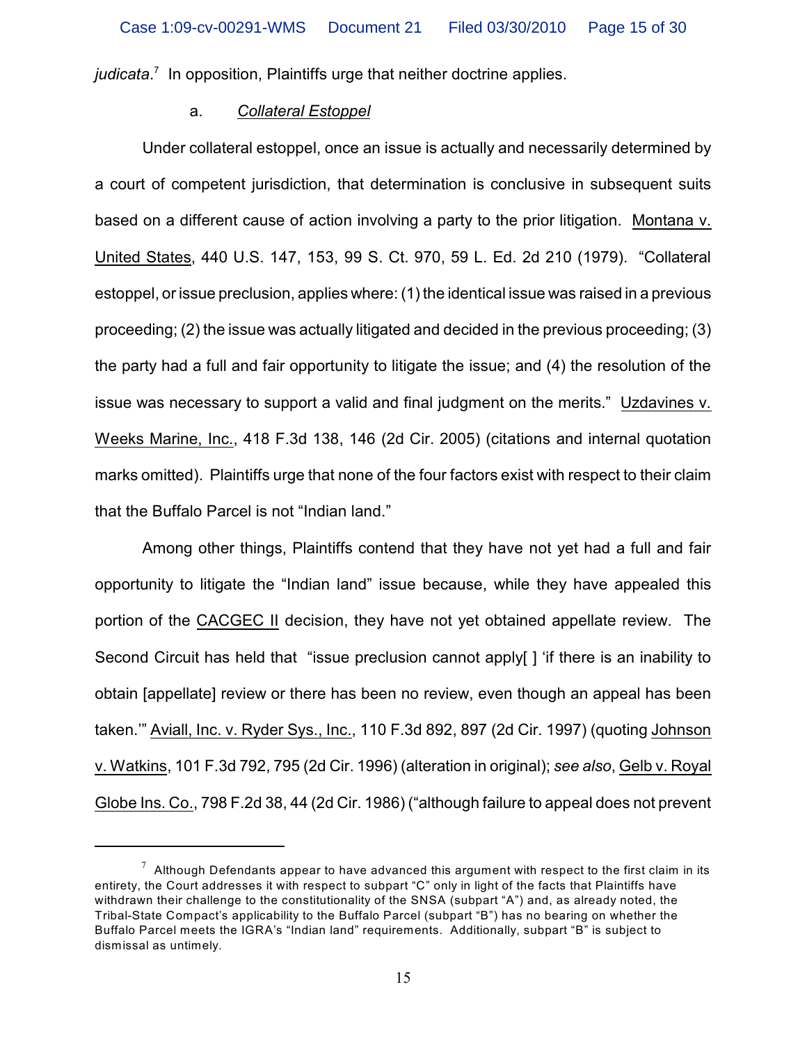*judicata*.[7] In opposition, Plaintiffs urge that neither doctrine applies.

a. *Collateral Estoppel*

Under collateral estoppel, once an issue is actually and necessarily determined by a court of competent jurisdiction, that determination is conclusive in subsequent suits based on a different cause of action involving a party to the prior litigation. Montana v. United States, 440 U.S. 147, 153, 99 S. Ct. 970, 59 L. Ed. 2d 210 (1979). "Collateral estoppel, or issue preclusion, applies where: (1) the identical issue was raised in a previous proceeding; (2) the issue was actually litigated and decided in the previous proceeding; (3) the party had a full and fair opportunity to litigate the issue; and (4) the resolution of the issue was necessary to support a valid and final judgment on the merits." Uzdavines v. Weeks Marine, Inc., 418 F.3d 138, 146 (2d Cir. 2005) (citations and internal quotation marks omitted). Plaintiffs urge that none of the four factors exist with respect to their claim that the Buffalo Parcel is not "Indian land."

Among other things, Plaintiffs contend that they have not yet had a full and fair opportunity to litigate the "Indian land" issue because, while they have appealed this portion of the CACGEC II decision, they have not yet obtained appellate review. The Second Circuit has held that "issue preclusion cannot apply[ ] 'if there is an inability to obtain [appellate] review or there has been no review, even though an appeal has been taken.'" Aviall, Inc. v. Ryder Sys., Inc., 110 F.3d 892, 897 (2d Cir. 1997) (quoting Johnson v. Watkins, 101 F.3d 792, 795 (2d Cir. 1996) (alteration in original); *see also*, Gelb v. Royal Globe Ins. Co., 798 F.2d 38, 44 (2d Cir. 1986) ("although failure to appeal does not prevent

---

[7] Although Defendants appear to have advanced this argument with respect to the first claim in its entirety, the Court addresses it with respect to subpart "C" only in light of the facts that Plaintiffs have withdrawn their challenge to the constitutionality of the SNSA (subpart "A") and, as already noted, the Tribal-State Compact's applicability to the Buffalo Parcel (subpart "B") has no bearing on whether the Buffalo Parcel meets the IGRA's "Indian land" requirements. Additionally, subpart "B" is subject to dismissal as untimely.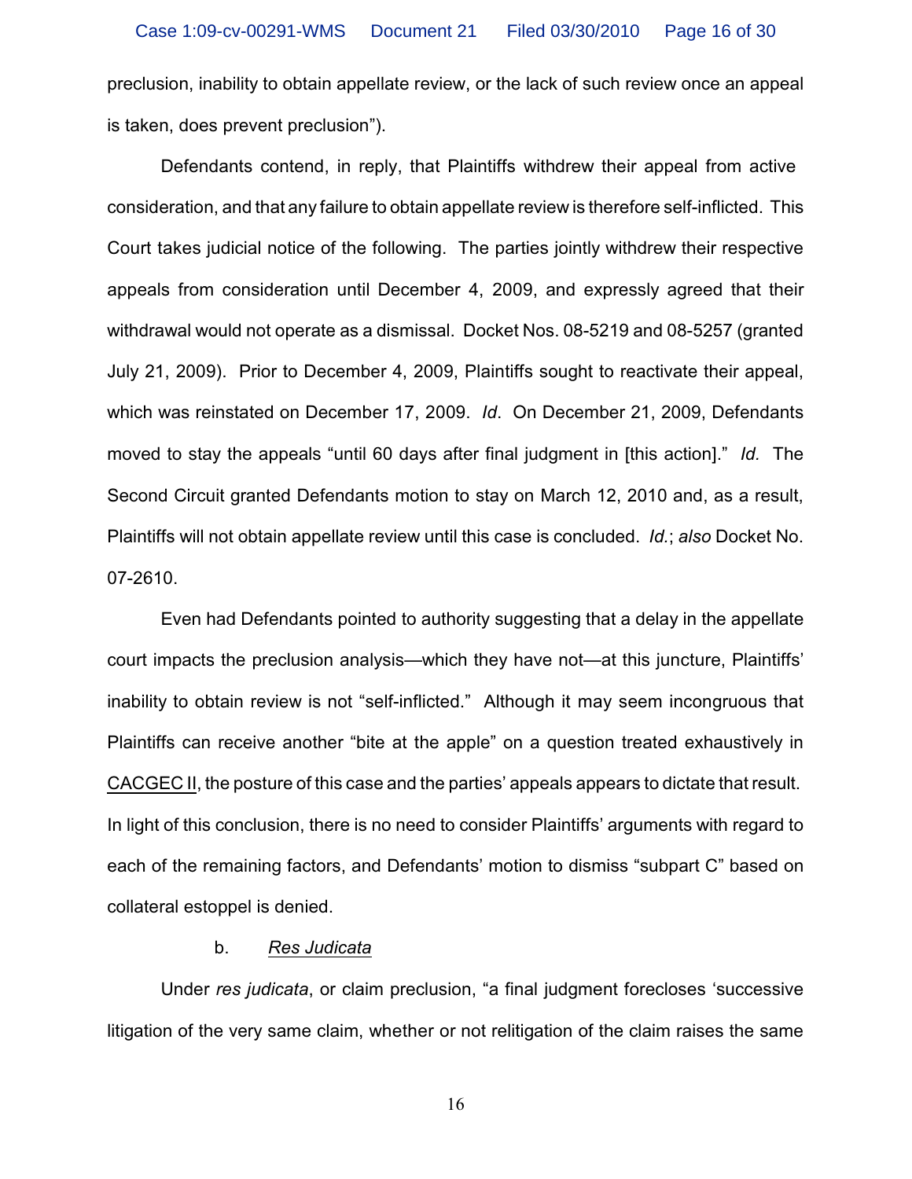preclusion, inability to obtain appellate review, or the lack of such review once an appeal is taken, does prevent preclusion").

Defendants contend, in reply, that Plaintiffs withdrew their appeal from active consideration, and that any failure to obtain appellate review is therefore self-inflicted. This Court takes judicial notice of the following. The parties jointly withdrew their respective appeals from consideration until December 4, 2009, and expressly agreed that their withdrawal would not operate as a dismissal. Docket Nos. 08-5219 and 08-5257 (granted July 21, 2009). Prior to December 4, 2009, Plaintiffs sought to reactivate their appeal, which was reinstated on December 17, 2009. *Id*. On December 21, 2009, Defendants moved to stay the appeals "until 60 days after final judgment in [this action]." *Id.* The Second Circuit granted Defendants motion to stay on March 12, 2010 and, as a result, Plaintiffs will not obtain appellate review until this case is concluded. *Id.*; *also* Docket No. 07-2610.

Even had Defendants pointed to authority suggesting that a delay in the appellate court impacts the preclusion analysis—which they have not—at this juncture, Plaintiffs' inability to obtain review is not "self-inflicted." Although it may seem incongruous that Plaintiffs can receive another "bite at the apple" on a question treated exhaustively in <u>CACGEC II</u>, the posture of this case and the parties' appeals appears to dictate that result. In light of this conclusion, there is no need to consider Plaintiffs' arguments with regard to each of the remaining factors, and Defendants' motion to dismiss "subpart C" based on collateral estoppel is denied.

b. *<u>Res Judicata</u>*

Under *res judicata*, or claim preclusion, "a final judgment forecloses 'successive litigation of the very same claim, whether or not relitigation of the claim raises the same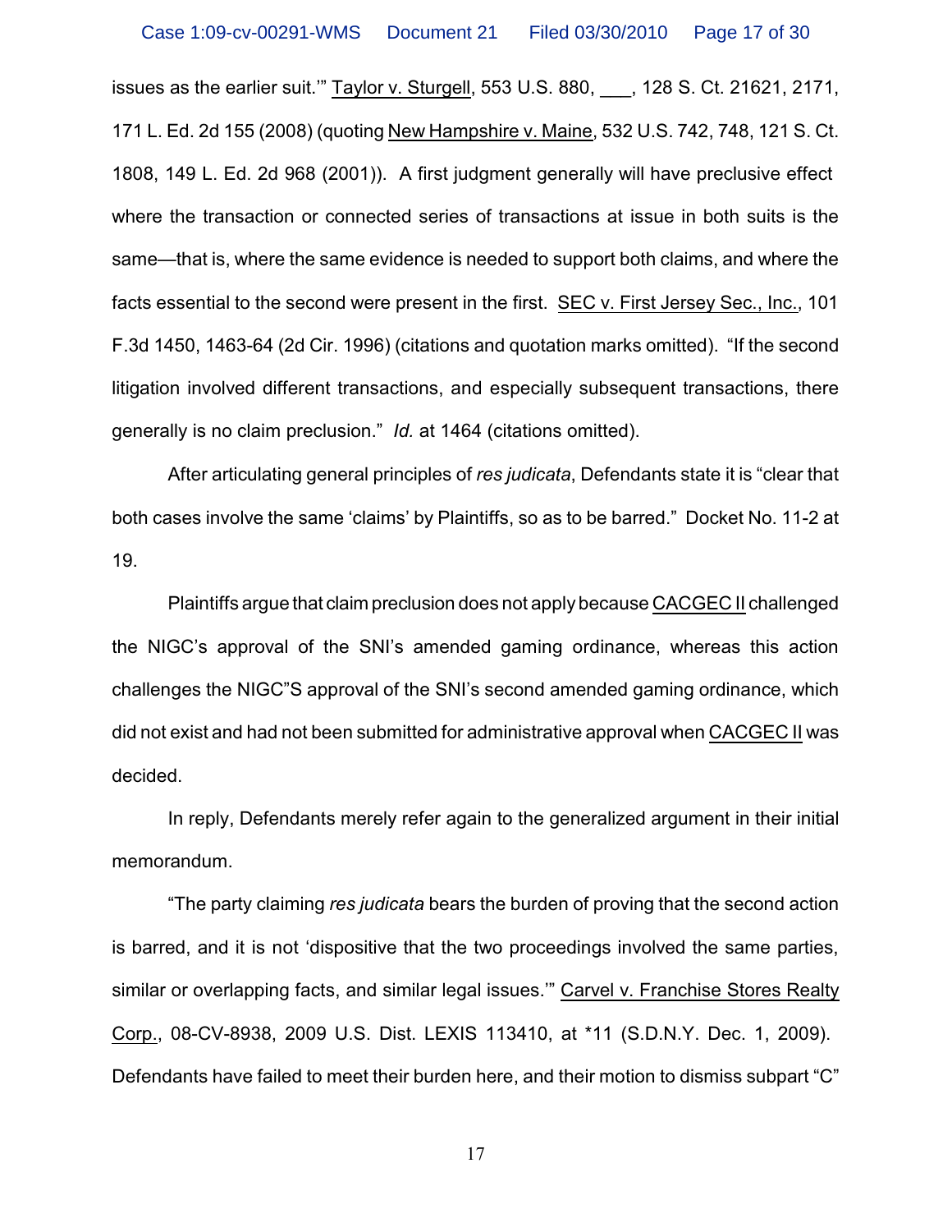issues as the earlier suit.'" Taylor v. Sturgell, 553 U.S. 880, ___, 128 S. Ct. 21621, 2171, 171 L. Ed. 2d 155 (2008) (quoting New Hampshire v. Maine, 532 U.S. 742, 748, 121 S. Ct. 1808, 149 L. Ed. 2d 968 (2001)). A first judgment generally will have preclusive effect where the transaction or connected series of transactions at issue in both suits is the same—that is, where the same evidence is needed to support both claims, and where the facts essential to the second were present in the first. SEC v. First Jersey Sec., Inc., 101 F.3d 1450, 1463-64 (2d Cir. 1996) (citations and quotation marks omitted). "If the second litigation involved different transactions, and especially subsequent transactions, there generally is no claim preclusion." *Id.* at 1464 (citations omitted).

After articulating general principles of *res judicata*, Defendants state it is "clear that both cases involve the same 'claims' by Plaintiffs, so as to be barred." Docket No. 11-2 at 19.

Plaintiffs argue that claim preclusion does not apply because CACGEC II challenged the NIGC's approval of the SNI's amended gaming ordinance, whereas this action challenges the NIGC"S approval of the SNI's second amended gaming ordinance, which did not exist and had not been submitted for administrative approval when CACGEC II was decided.

In reply, Defendants merely refer again to the generalized argument in their initial memorandum.

"The party claiming *res judicata* bears the burden of proving that the second action is barred, and it is not 'dispositive that the two proceedings involved the same parties, similar or overlapping facts, and similar legal issues.'" Carvel v. Franchise Stores Realty Corp., 08-CV-8938, 2009 U.S. Dist. LEXIS 113410, at *11 (S.D.N.Y. Dec. 1, 2009). Defendants have failed to meet their burden here, and their motion to dismiss subpart "C"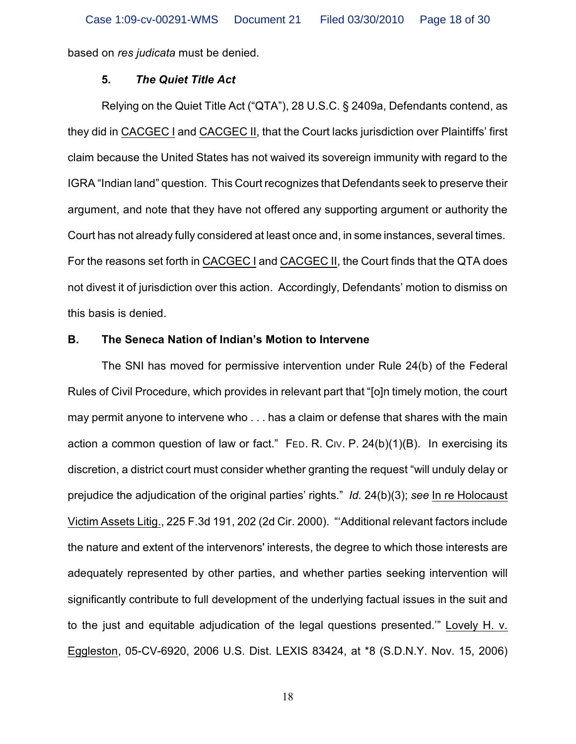based on *res judicata* must be denied.

### 5. *The Quiet Title Act*

Relying on the Quiet Title Act ("QTA"), 28 U.S.C. § 2409a, Defendants contend, as they did in CACGEC I and CACGEC II, that the Court lacks jurisdiction over Plaintiffs' first claim because the United States has not waived its sovereign immunity with regard to the IGRA "Indian land" question. This Court recognizes that Defendants seek to preserve their argument, and note that they have not offered any supporting argument or authority the Court has not already fully considered at least once and, in some instances, several times. For the reasons set forth in CACGEC I and CACGEC II, the Court finds that the QTA does not divest it of jurisdiction over this action. Accordingly, Defendants' motion to dismiss on this basis is denied.

## B. The Seneca Nation of Indian's Motion to Intervene

The SNI has moved for permissive intervention under Rule 24(b) of the Federal Rules of Civil Procedure, which provides in relevant part that "[o]n timely motion, the court may permit anyone to intervene who . . . has a claim or defense that shares with the main action a common question of law or fact." FED. R. CIV. P. 24(b)(1)(B). In exercising its discretion, a district court must consider whether granting the request "will unduly delay or prejudice the adjudication of the original parties' rights." *Id.* 24(b)(3); *see* In re Holocaust Victim Assets Litig., 225 F.3d 191, 202 (2d Cir. 2000). "'Additional relevant factors include the nature and extent of the intervenors' interests, the degree to which those interests are adequately represented by other parties, and whether parties seeking intervention will significantly contribute to full development of the underlying factual issues in the suit and to the just and equitable adjudication of the legal questions presented.'" Lovely H. v. Eggleston, 05-CV-6920, 2006 U.S. Dist. LEXIS 83424, at *8 (S.D.N.Y. Nov. 15, 2006)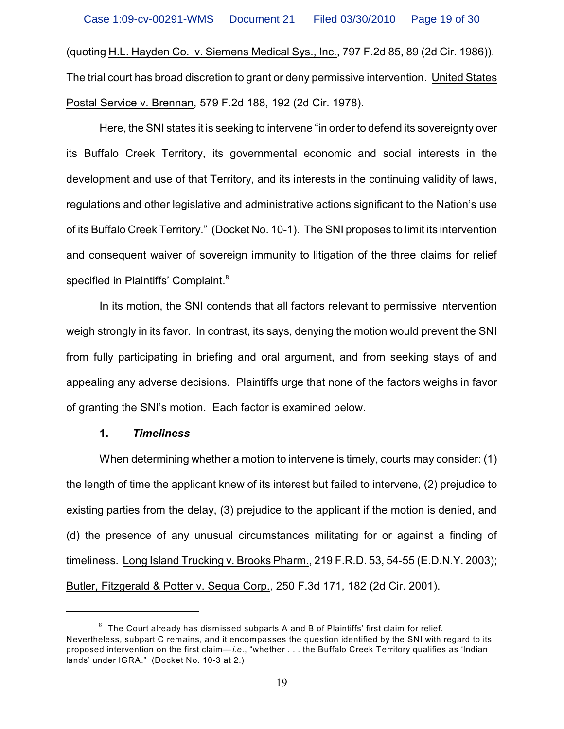(quoting H.L. Hayden Co. v. Siemens Medical Sys., Inc., 797 F.2d 85, 89 (2d Cir. 1986)). The trial court has broad discretion to grant or deny permissive intervention. United States Postal Service v. Brennan, 579 F.2d 188, 192 (2d Cir. 1978).

Here, the SNI states it is seeking to intervene "in order to defend its sovereignty over its Buffalo Creek Territory, its governmental economic and social interests in the development and use of that Territory, and its interests in the continuing validity of laws, regulations and other legislative and administrative actions significant to the Nation's use of its Buffalo Creek Territory." (Docket No. 10-1). The SNI proposes to limit its intervention and consequent waiver of sovereign immunity to litigation of the three claims for relief specified in Plaintiffs' Complaint.[8]

In its motion, the SNI contends that all factors relevant to permissive intervention weigh strongly in its favor. In contrast, its says, denying the motion would prevent the SNI from fully participating in briefing and oral argument, and from seeking stays of and appealing any adverse decisions. Plaintiffs urge that none of the factors weighs in favor of granting the SNI's motion. Each factor is examined below.

**1. *Timeliness***

When determining whether a motion to intervene is timely, courts may consider: (1) the length of time the applicant knew of its interest but failed to intervene, (2) prejudice to existing parties from the delay, (3) prejudice to the applicant if the motion is denied, and (d) the presence of any unusual circumstances militating for or against a finding of timeliness. Long Island Trucking v. Brooks Pharm., 219 F.R.D. 53, 54-55 (E.D.N.Y. 2003); Butler, Fitzgerald & Potter v. Sequa Corp., 250 F.3d 171, 182 (2d Cir. 2001).

---

[8] The Court already has dismissed subparts A and B of Plaintiffs' first claim for relief. Nevertheless, subpart C remains, and it encompasses the question identified by the SNI with regard to its proposed intervention on the first claim—*i.e.*, "whether . . . the Buffalo Creek Territory qualifies as 'Indian lands' under IGRA." (Docket No. 10-3 at 2.)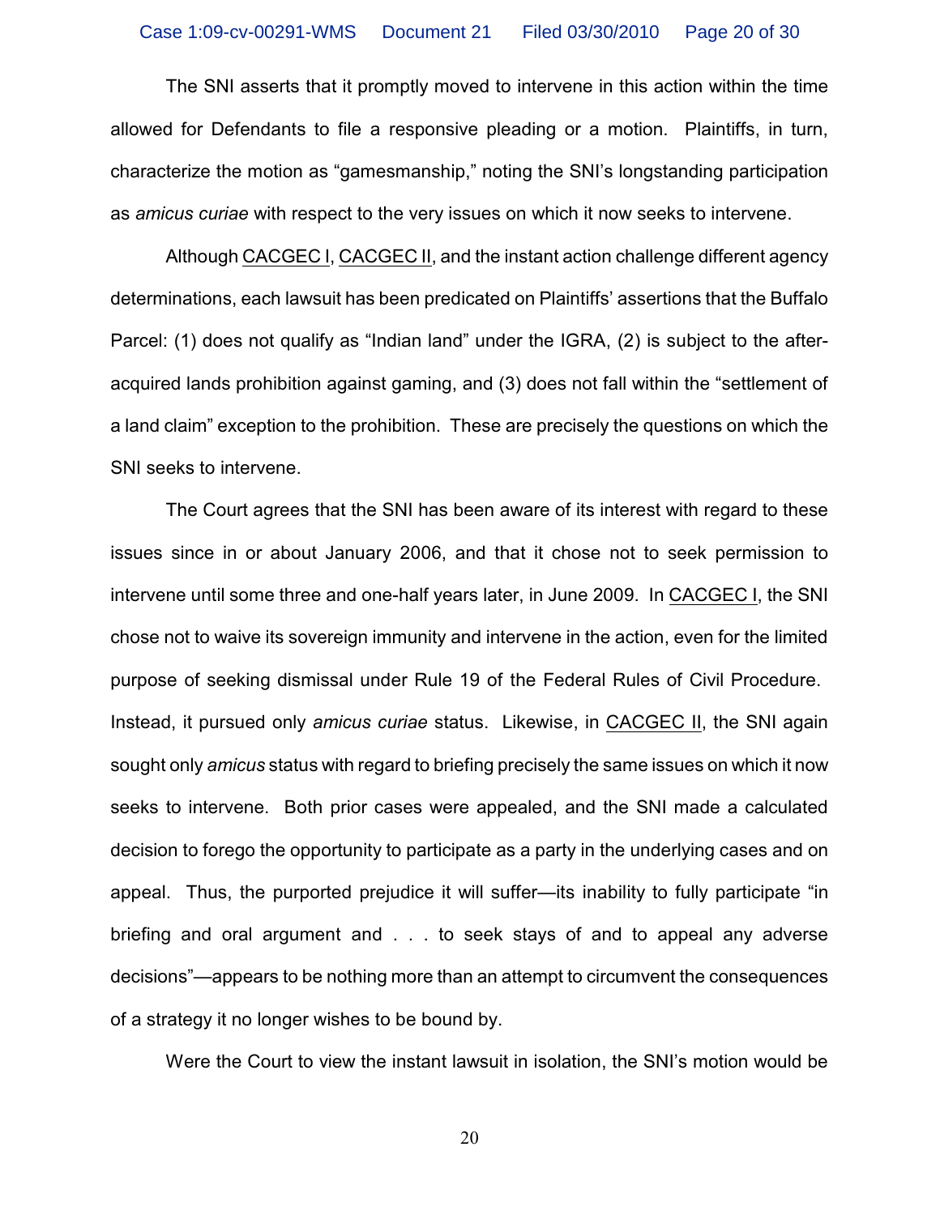The SNI asserts that it promptly moved to intervene in this action within the time allowed for Defendants to file a responsive pleading or a motion. Plaintiffs, in turn, characterize the motion as "gamesmanship," noting the SNI's longstanding participation as *amicus curiae* with respect to the very issues on which it now seeks to intervene.

Although CACGEC I, CACGEC II, and the instant action challenge different agency determinations, each lawsuit has been predicated on Plaintiffs' assertions that the Buffalo Parcel: (1) does not qualify as "Indian land" under the IGRA, (2) is subject to the after-acquired lands prohibition against gaming, and (3) does not fall within the "settlement of a land claim" exception to the prohibition. These are precisely the questions on which the SNI seeks to intervene.

The Court agrees that the SNI has been aware of its interest with regard to these issues since in or about January 2006, and that it chose not to seek permission to intervene until some three and one-half years later, in June 2009. In CACGEC I, the SNI chose not to waive its sovereign immunity and intervene in the action, even for the limited purpose of seeking dismissal under Rule 19 of the Federal Rules of Civil Procedure. Instead, it pursued only *amicus curiae* status. Likewise, in CACGEC II, the SNI again sought only *amicus* status with regard to briefing precisely the same issues on which it now seeks to intervene. Both prior cases were appealed, and the SNI made a calculated decision to forego the opportunity to participate as a party in the underlying cases and on appeal. Thus, the purported prejudice it will suffer—its inability to fully participate "in briefing and oral argument and . . . to seek stays of and to appeal any adverse decisions"—appears to be nothing more than an attempt to circumvent the consequences of a strategy it no longer wishes to be bound by.

Were the Court to view the instant lawsuit in isolation, the SNI's motion would be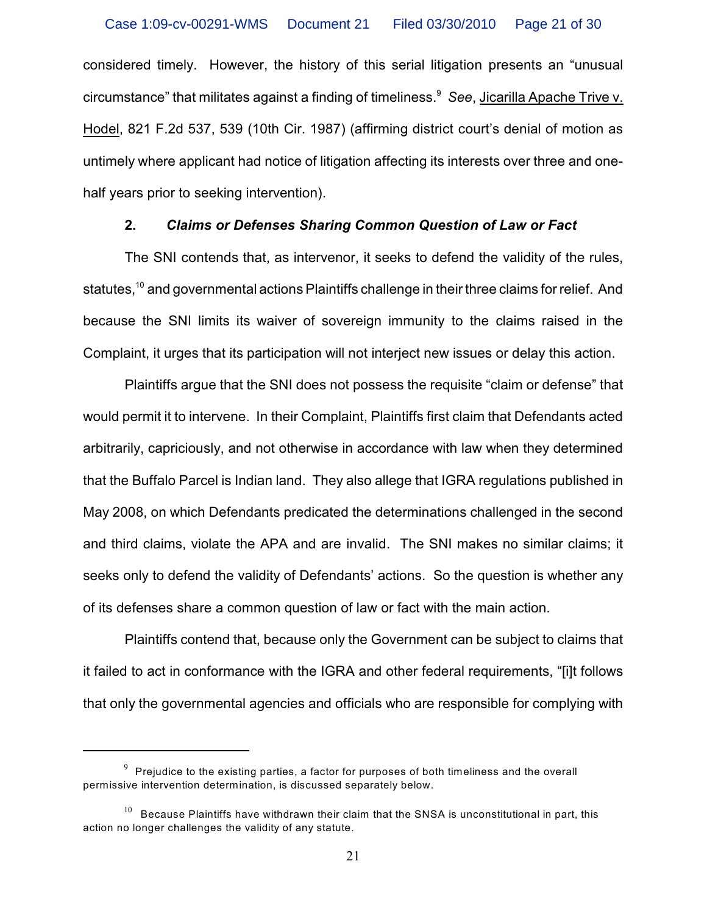considered timely. However, the history of this serial litigation presents an "unusual circumstance" that militates against a finding of timeliness.[9] *See*, Jicarilla Apache Trive v. Hodel, 821 F.2d 537, 539 (10th Cir. 1987) (affirming district court's denial of motion as untimely where applicant had notice of litigation affecting its interests over three and one-half years prior to seeking intervention).

### 2. *Claims or Defenses Sharing Common Question of Law or Fact*

The SNI contends that, as intervenor, it seeks to defend the validity of the rules, statutes,[10] and governmental actions Plaintiffs challenge in their three claims for relief. And because the SNI limits its waiver of sovereign immunity to the claims raised in the Complaint, it urges that its participation will not interject new issues or delay this action.

Plaintiffs argue that the SNI does not possess the requisite "claim or defense" that would permit it to intervene. In their Complaint, Plaintiffs first claim that Defendants acted arbitrarily, capriciously, and not otherwise in accordance with law when they determined that the Buffalo Parcel is Indian land. They also allege that IGRA regulations published in May 2008, on which Defendants predicated the determinations challenged in the second and third claims, violate the APA and are invalid. The SNI makes no similar claims; it seeks only to defend the validity of Defendants' actions. So the question is whether any of its defenses share a common question of law or fact with the main action.

Plaintiffs contend that, because only the Government can be subject to claims that it failed to act in conformance with the IGRA and other federal requirements, "[i]t follows that only the governmental agencies and officials who are responsible for complying with

---

[9] Prejudice to the existing parties, a factor for purposes of both timeliness and the overall permissive intervention determination, is discussed separately below.

[10] Because Plaintiffs have withdrawn their claim that the SNSA is unconstitutional in part, this action no longer challenges the validity of any statute.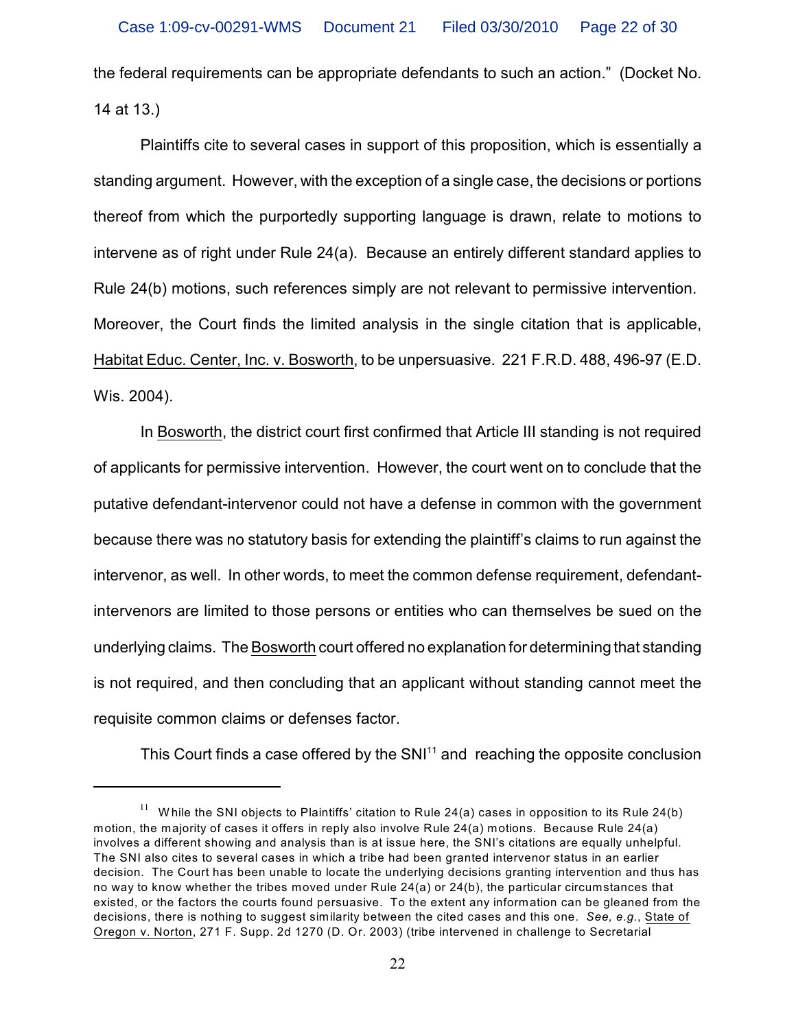the federal requirements can be appropriate defendants to such an action." (Docket No. 14 at 13.)

Plaintiffs cite to several cases in support of this proposition, which is essentially a standing argument. However, with the exception of a single case, the decisions or portions thereof from which the purportedly supporting language is drawn, relate to motions to intervene as of right under Rule 24(a). Because an entirely different standard applies to Rule 24(b) motions, such references simply are not relevant to permissive intervention. Moreover, the Court finds the limited analysis in the single citation that is applicable, Habitat Educ. Center, Inc. v. Bosworth, to be unpersuasive. 221 F.R.D. 488, 496-97 (E.D. Wis. 2004).

In Bosworth, the district court first confirmed that Article III standing is not required of applicants for permissive intervention. However, the court went on to conclude that the putative defendant-intervenor could not have a defense in common with the government because there was no statutory basis for extending the plaintiff's claims to run against the intervenor, as well. In other words, to meet the common defense requirement, defendant-intervenors are limited to those persons or entities who can themselves be sued on the underlying claims. The Bosworth court offered no explanation for determining that standing is not required, and then concluding that an applicant without standing cannot meet the requisite common claims or defenses factor.

This Court finds a case offered by the SNI[11] and reaching the opposite conclusion

[11] While the SNI objects to Plaintiffs' citation to Rule 24(a) cases in opposition to its Rule 24(b) motion, the majority of cases it offers in reply also involve Rule 24(a) motions. Because Rule 24(a) involves a different showing and analysis than is at issue here, the SNI's citations are equally unhelpful. The SNI also cites to several cases in which a tribe had been granted intervenor status in an earlier decision. The Court has been unable to locate the underlying decisions granting intervention and thus has no way to know whether the tribes moved under Rule 24(a) or 24(b), the particular circumstances that existed, or the factors the courts found persuasive. To the extent any information can be gleaned from the decisions, there is nothing to suggest similarity between the cited cases and this one. *See, e.g.*, State of Oregon v. Norton, 271 F. Supp. 2d 1270 (D. Or. 2003) (tribe intervened in challenge to Secretarial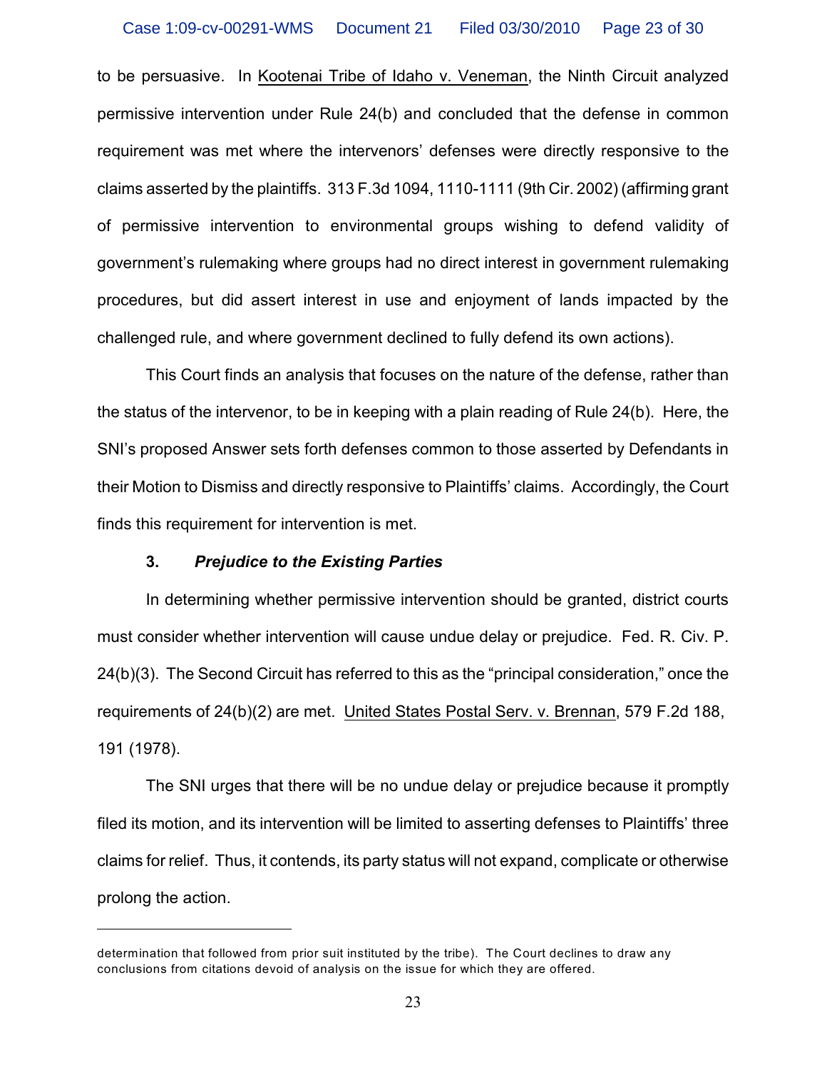to be persuasive. In Kootenai Tribe of Idaho v. Veneman, the Ninth Circuit analyzed permissive intervention under Rule 24(b) and concluded that the defense in common requirement was met where the intervenors' defenses were directly responsive to the claims asserted by the plaintiffs. 313 F.3d 1094, 1110-1111 (9th Cir. 2002) (affirming grant of permissive intervention to environmental groups wishing to defend validity of government's rulemaking where groups had no direct interest in government rulemaking procedures, but did assert interest in use and enjoyment of lands impacted by the challenged rule, and where government declined to fully defend its own actions).

This Court finds an analysis that focuses on the nature of the defense, rather than the status of the intervenor, to be in keeping with a plain reading of Rule 24(b). Here, the SNI's proposed Answer sets forth defenses common to those asserted by Defendants in their Motion to Dismiss and directly responsive to Plaintiffs' claims. Accordingly, the Court finds this requirement for intervention is met.

### 3. *Prejudice to the Existing Parties*

In determining whether permissive intervention should be granted, district courts must consider whether intervention will cause undue delay or prejudice. Fed. R. Civ. P. 24(b)(3). The Second Circuit has referred to this as the "principal consideration," once the requirements of 24(b)(2) are met. United States Postal Serv. v. Brennan, 579 F.2d 188, 191 (1978).

The SNI urges that there will be no undue delay or prejudice because it promptly filed its motion, and its intervention will be limited to asserting defenses to Plaintiffs' three claims for relief. Thus, it contends, its party status will not expand, complicate or otherwise prolong the action.

---

determination that followed from prior suit instituted by the tribe). The Court declines to draw any conclusions from citations devoid of analysis on the issue for which they are offered.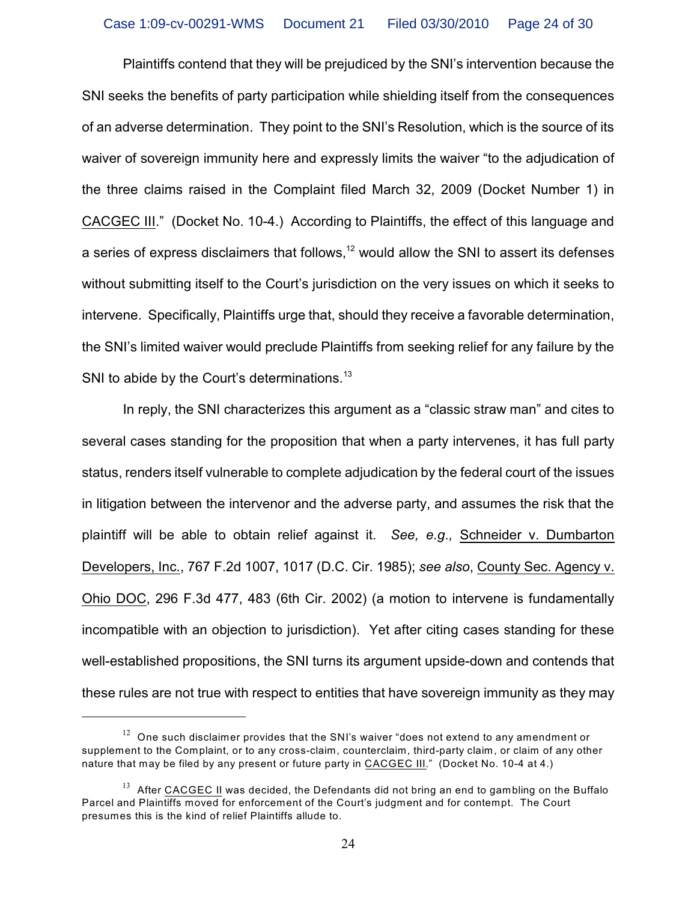Plaintiffs contend that they will be prejudiced by the SNI's intervention because the SNI seeks the benefits of party participation while shielding itself from the consequences of an adverse determination. They point to the SNI's Resolution, which is the source of its waiver of sovereign immunity here and expressly limits the waiver "to the adjudication of the three claims raised in the Complaint filed March 32, 2009 (Docket Number 1) in CACGEC III." (Docket No. 10-4.) According to Plaintiffs, the effect of this language and a series of express disclaimers that follows,[12] would allow the SNI to assert its defenses without submitting itself to the Court's jurisdiction on the very issues on which it seeks to intervene. Specifically, Plaintiffs urge that, should they receive a favorable determination, the SNI's limited waiver would preclude Plaintiffs from seeking relief for any failure by the SNI to abide by the Court's determinations.[13]

In reply, the SNI characterizes this argument as a "classic straw man" and cites to several cases standing for the proposition that when a party intervenes, it has full party status, renders itself vulnerable to complete adjudication by the federal court of the issues in litigation between the intervenor and the adverse party, and assumes the risk that the plaintiff will be able to obtain relief against it. *See, e.g.,* Schneider v. Dumbarton Developers, Inc., 767 F.2d 1007, 1017 (D.C. Cir. 1985); *see also*, County Sec. Agency v. Ohio DOC, 296 F.3d 477, 483 (6th Cir. 2002) (a motion to intervene is fundamentally incompatible with an objection to jurisdiction). Yet after citing cases standing for these well-established propositions, the SNI turns its argument upside-down and contends that these rules are not true with respect to entities that have sovereign immunity as they may

---

[12] One such disclaimer provides that the SNI's waiver "does not extend to any amendment or supplement to the Complaint, or to any cross-claim, counterclaim, third-party claim, or claim of any other nature that may be filed by any present or future party in CACGEC III." (Docket No. 10-4 at 4.)

[13] After CACGEC II was decided, the Defendants did not bring an end to gambling on the Buffalo Parcel and Plaintiffs moved for enforcement of the Court's judgment and for contempt. The Court presumes this is the kind of relief Plaintiffs allude to.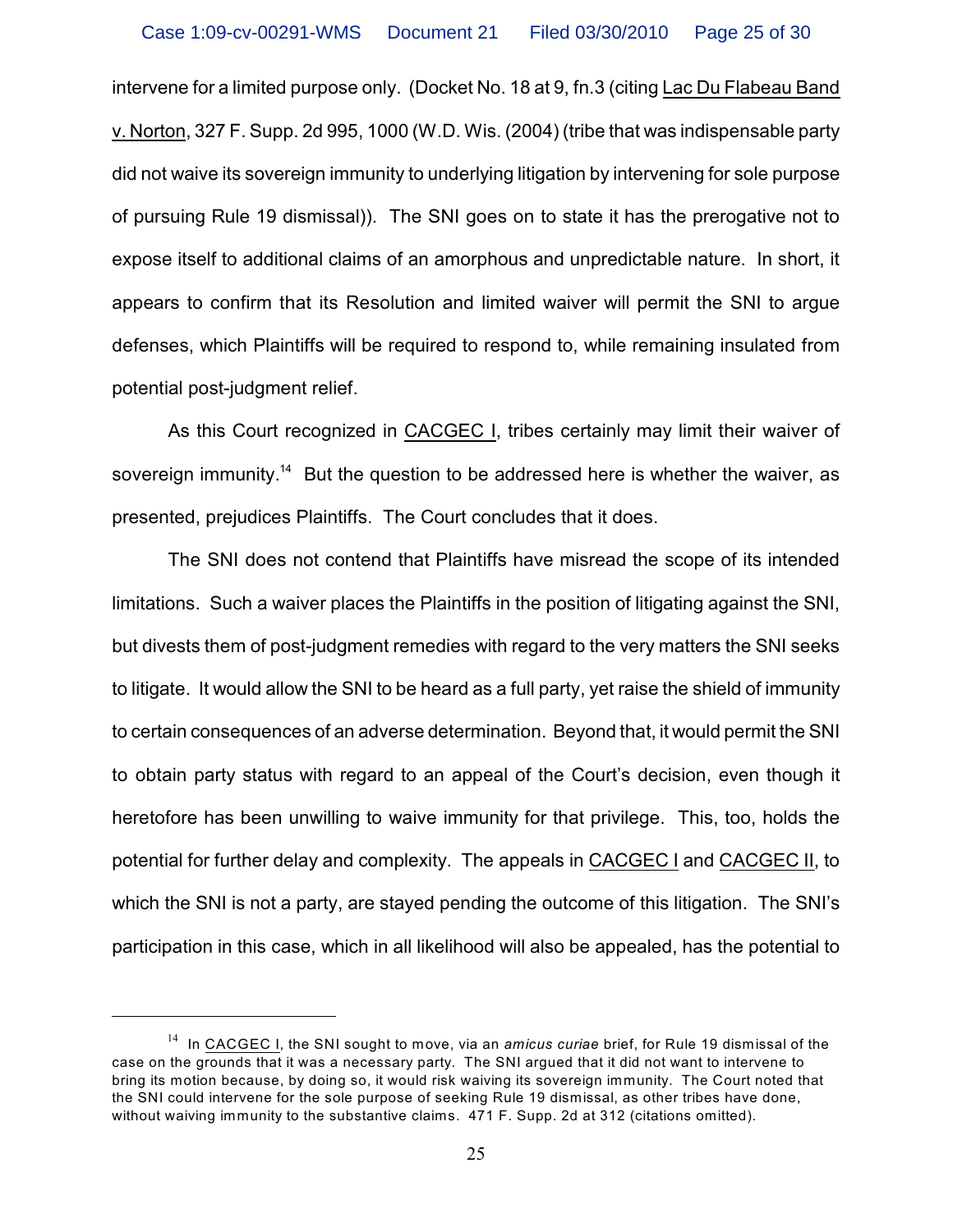intervene for a limited purpose only. (Docket No. 18 at 9, fn.3 (citing Lac Du Flabeau Band v. Norton, 327 F. Supp. 2d 995, 1000 (W.D. Wis. (2004) (tribe that was indispensable party did not waive its sovereign immunity to underlying litigation by intervening for sole purpose of pursuing Rule 19 dismissal)). The SNI goes on to state it has the prerogative not to expose itself to additional claims of an amorphous and unpredictable nature. In short, it appears to confirm that its Resolution and limited waiver will permit the SNI to argue defenses, which Plaintiffs will be required to respond to, while remaining insulated from potential post-judgment relief.

As this Court recognized in CACGEC I, tribes certainly may limit their waiver of sovereign immunity.[14] But the question to be addressed here is whether the waiver, as presented, prejudices Plaintiffs. The Court concludes that it does.

The SNI does not contend that Plaintiffs have misread the scope of its intended limitations. Such a waiver places the Plaintiffs in the position of litigating against the SNI, but divests them of post-judgment remedies with regard to the very matters the SNI seeks to litigate. It would allow the SNI to be heard as a full party, yet raise the shield of immunity to certain consequences of an adverse determination. Beyond that, it would permit the SNI to obtain party status with regard to an appeal of the Court's decision, even though it heretofore has been unwilling to waive immunity for that privilege. This, too, holds the potential for further delay and complexity. The appeals in CACGEC I and CACGEC II, to which the SNI is not a party, are stayed pending the outcome of this litigation. The SNI's participation in this case, which in all likelihood will also be appealed, has the potential to

---

[14] In CACGEC I, the SNI sought to move, via an *amicus curiae* brief, for Rule 19 dismissal of the case on the grounds that it was a necessary party. The SNI argued that it did not want to intervene to bring its motion because, by doing so, it would risk waiving its sovereign immunity. The Court noted that the SNI could intervene for the sole purpose of seeking Rule 19 dismissal, as other tribes have done, without waiving immunity to the substantive claims. 471 F. Supp. 2d at 312 (citations omitted).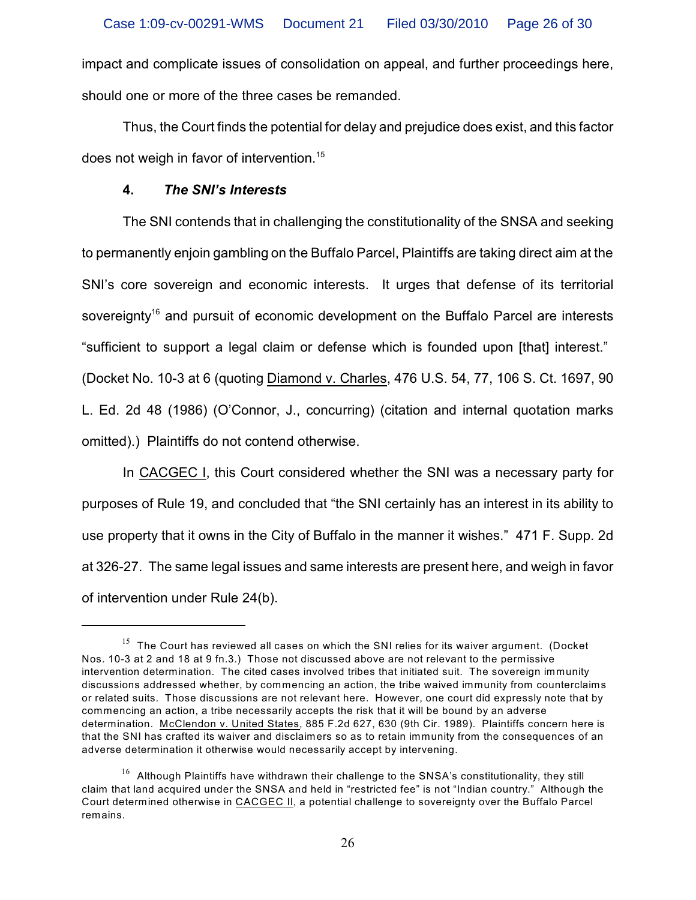impact and complicate issues of consolidation on appeal, and further proceedings here, should one or more of the three cases be remanded.

Thus, the Court finds the potential for delay and prejudice does exist, and this factor does not weigh in favor of intervention.[15]

#### 4. *The SNI's Interests*

The SNI contends that in challenging the constitutionality of the SNSA and seeking to permanently enjoin gambling on the Buffalo Parcel, Plaintiffs are taking direct aim at the SNI's core sovereign and economic interests. It urges that defense of its territorial sovereignty[16] and pursuit of economic development on the Buffalo Parcel are interests "sufficient to support a legal claim or defense which is founded upon [that] interest." (Docket No. 10-3 at 6 (quoting Diamond v. Charles, 476 U.S. 54, 77, 106 S. Ct. 1697, 90 L. Ed. 2d 48 (1986) (O'Connor, J., concurring) (citation and internal quotation marks omitted).) Plaintiffs do not contend otherwise.

In CACGEC I, this Court considered whether the SNI was a necessary party for purposes of Rule 19, and concluded that "the SNI certainly has an interest in its ability to use property that it owns in the City of Buffalo in the manner it wishes." 471 F. Supp. 2d at 326-27. The same legal issues and same interests are present here, and weigh in favor of intervention under Rule 24(b).

---

[15] The Court has reviewed all cases on which the SNI relies for its waiver argument. (Docket Nos. 10-3 at 2 and 18 at 9 fn.3.) Those not discussed above are not relevant to the permissive intervention determination. The cited cases involved tribes that initiated suit. The sovereign immunity discussions addressed whether, by commencing an action, the tribe waived immunity from counterclaims or related suits. Those discussions are not relevant here. However, one court did expressly note that by commencing an action, a tribe necessarily accepts the risk that it will be bound by an adverse determination. McClendon v. United States, 885 F.2d 627, 630 (9th Cir. 1989). Plaintiffs concern here is that the SNI has crafted its waiver and disclaimers so as to retain immunity from the consequences of an adverse determination it otherwise would necessarily accept by intervening.

[16] Although Plaintiffs have withdrawn their challenge to the SNSA's constitutionality, they still claim that land acquired under the SNSA and held in "restricted fee" is not "Indian country." Although the Court determined otherwise in CACGEC II, a potential challenge to sovereignty over the Buffalo Parcel remains.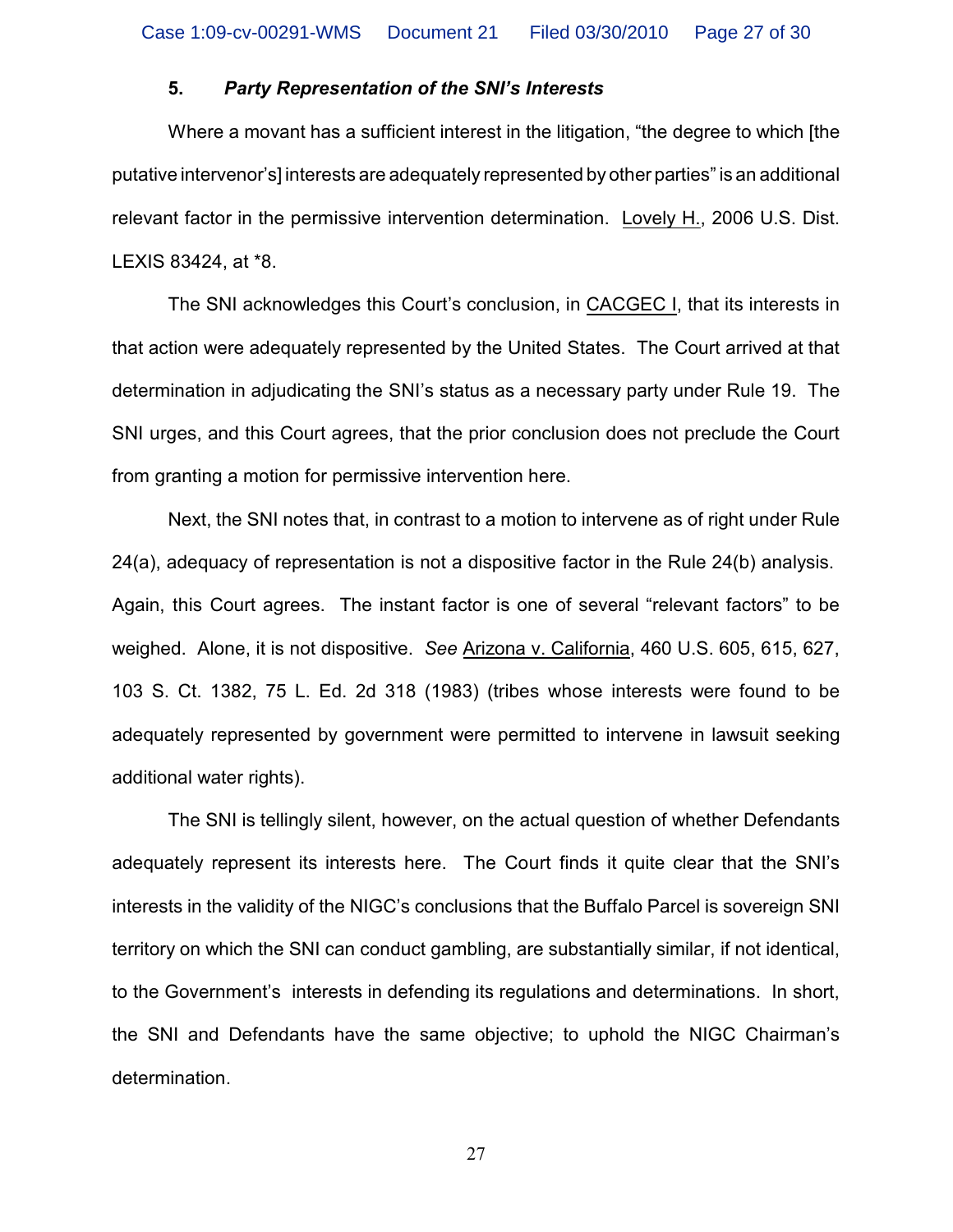### 5. *Party Representation of the SNI's Interests*

Where a movant has a sufficient interest in the litigation, "the degree to which [the putative intervenor's] interests are adequately represented by other parties" is an additional relevant factor in the permissive intervention determination. Lovely H., 2006 U.S. Dist. LEXIS 83424, at *8.

The SNI acknowledges this Court's conclusion, in CACGEC I, that its interests in that action were adequately represented by the United States. The Court arrived at that determination in adjudicating the SNI's status as a necessary party under Rule 19. The SNI urges, and this Court agrees, that the prior conclusion does not preclude the Court from granting a motion for permissive intervention here.

Next, the SNI notes that, in contrast to a motion to intervene as of right under Rule 24(a), adequacy of representation is not a dispositive factor in the Rule 24(b) analysis. Again, this Court agrees. The instant factor is one of several "relevant factors" to be weighed. Alone, it is not dispositive. *See* Arizona v. California, 460 U.S. 605, 615, 627, 103 S. Ct. 1382, 75 L. Ed. 2d 318 (1983) (tribes whose interests were found to be adequately represented by government were permitted to intervene in lawsuit seeking additional water rights).

The SNI is tellingly silent, however, on the actual question of whether Defendants adequately represent its interests here. The Court finds it quite clear that the SNI's interests in the validity of the NIGC's conclusions that the Buffalo Parcel is sovereign SNI territory on which the SNI can conduct gambling, are substantially similar, if not identical, to the Government's interests in defending its regulations and determinations. In short, the SNI and Defendants have the same objective; to uphold the NIGC Chairman's determination.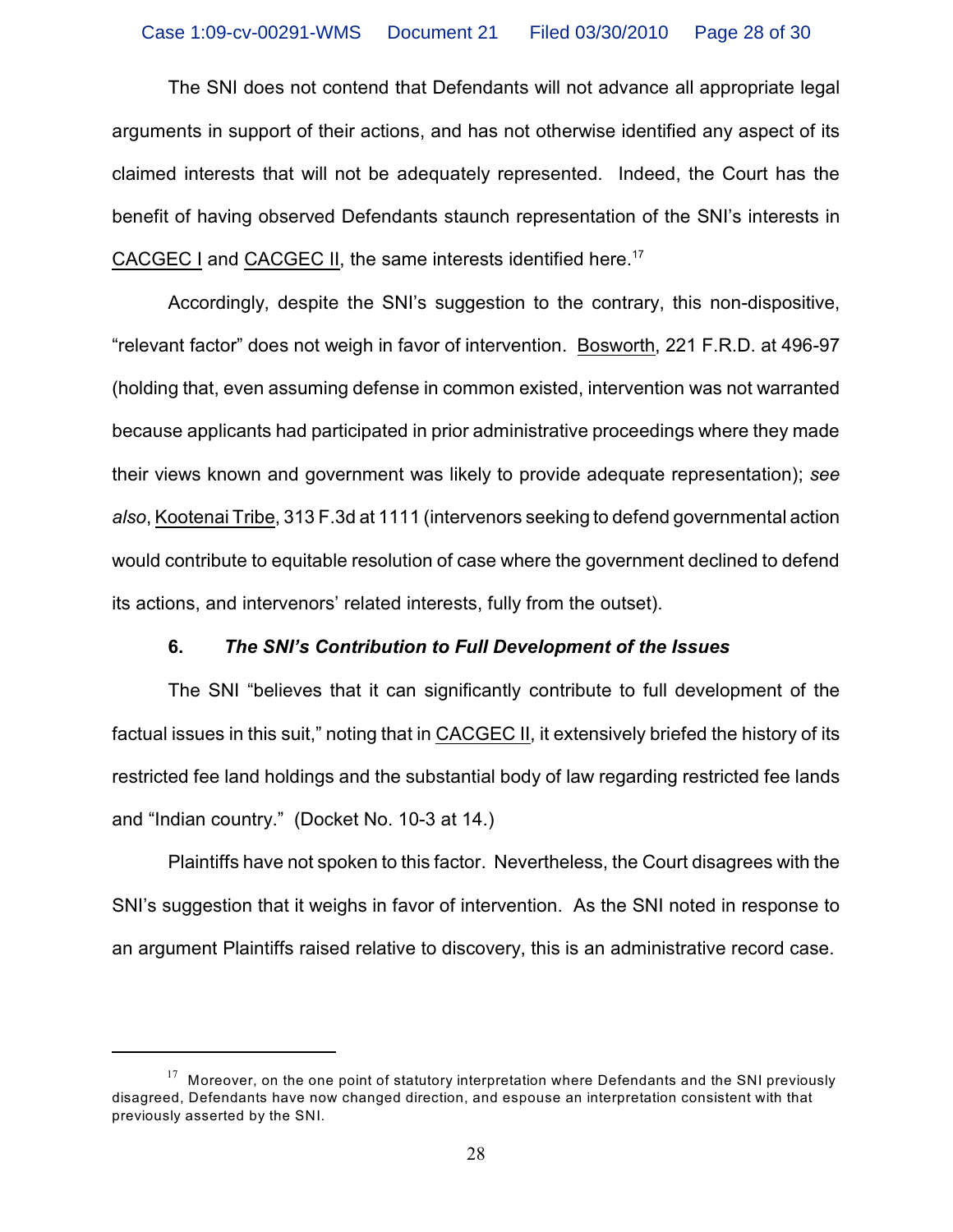The SNI does not contend that Defendants will not advance all appropriate legal arguments in support of their actions, and has not otherwise identified any aspect of its claimed interests that will not be adequately represented. Indeed, the Court has the benefit of having observed Defendants staunch representation of the SNI's interests in CACGEC I and CACGEC II, the same interests identified here.[17]

Accordingly, despite the SNI's suggestion to the contrary, this non-dispositive, "relevant factor" does not weigh in favor of intervention. Bosworth, 221 F.R.D. at 496-97 (holding that, even assuming defense in common existed, intervention was not warranted because applicants had participated in prior administrative proceedings where they made their views known and government was likely to provide adequate representation); *see also*, Kootenai Tribe, 313 F.3d at 1111 (intervenors seeking to defend governmental action would contribute to equitable resolution of case where the government declined to defend its actions, and intervenors' related interests, fully from the outset).

**6. *The SNI's Contribution to Full Development of the Issues***

The SNI "believes that it can significantly contribute to full development of the factual issues in this suit," noting that in CACGEC II, it extensively briefed the history of its restricted fee land holdings and the substantial body of law regarding restricted fee lands and "Indian country." (Docket No. 10-3 at 14.)

Plaintiffs have not spoken to this factor. Nevertheless, the Court disagrees with the SNI's suggestion that it weighs in favor of intervention. As the SNI noted in response to an argument Plaintiffs raised relative to discovery, this is an administrative record case.

---

[17] Moreover, on the one point of statutory interpretation where Defendants and the SNI previously disagreed, Defendants have now changed direction, and espouse an interpretation consistent with that previously asserted by the SNI.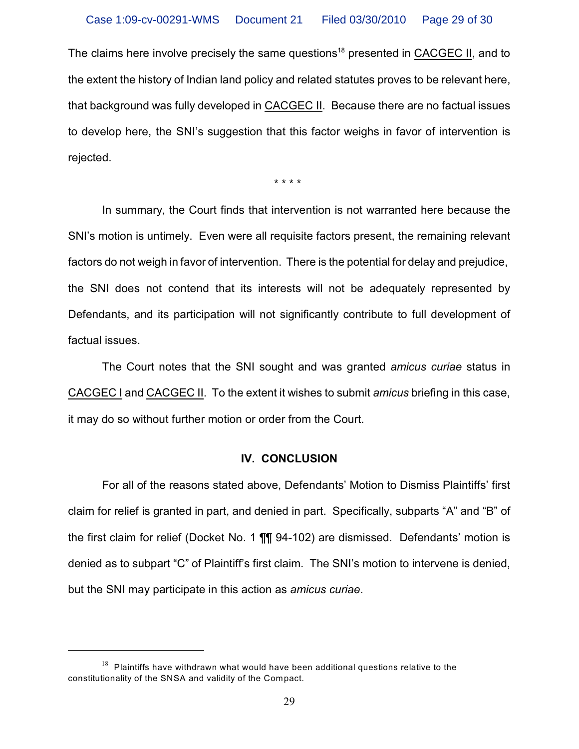The claims here involve precisely the same questions[18] presented in CACGEC II, and to the extent the history of Indian land policy and related statutes proves to be relevant here, that background was fully developed in CACGEC II. Because there are no factual issues to develop here, the SNI's suggestion that this factor weighs in favor of intervention is rejected.

\* \* \* \*

In summary, the Court finds that intervention is not warranted here because the SNI's motion is untimely. Even were all requisite factors present, the remaining relevant factors do not weigh in favor of intervention. There is the potential for delay and prejudice, the SNI does not contend that its interests will not be adequately represented by Defendants, and its participation will not significantly contribute to full development of factual issues.

The Court notes that the SNI sought and was granted *amicus curiae* status in CACGEC I and CACGEC II. To the extent it wishes to submit *amicus* briefing in this case, it may do so without further motion or order from the Court.

### IV. CONCLUSION

For all of the reasons stated above, Defendants' Motion to Dismiss Plaintiffs' first claim for relief is granted in part, and denied in part. Specifically, subparts "A" and "B" of the first claim for relief (Docket No. 1 ¶¶ 94-102) are dismissed. Defendants' motion is denied as to subpart "C" of Plaintiff's first claim. The SNI's motion to intervene is denied, but the SNI may participate in this action as *amicus curiae*.

---

[18] Plaintiffs have withdrawn what would have been additional questions relative to the constitutionality of the SNSA and validity of the Compact.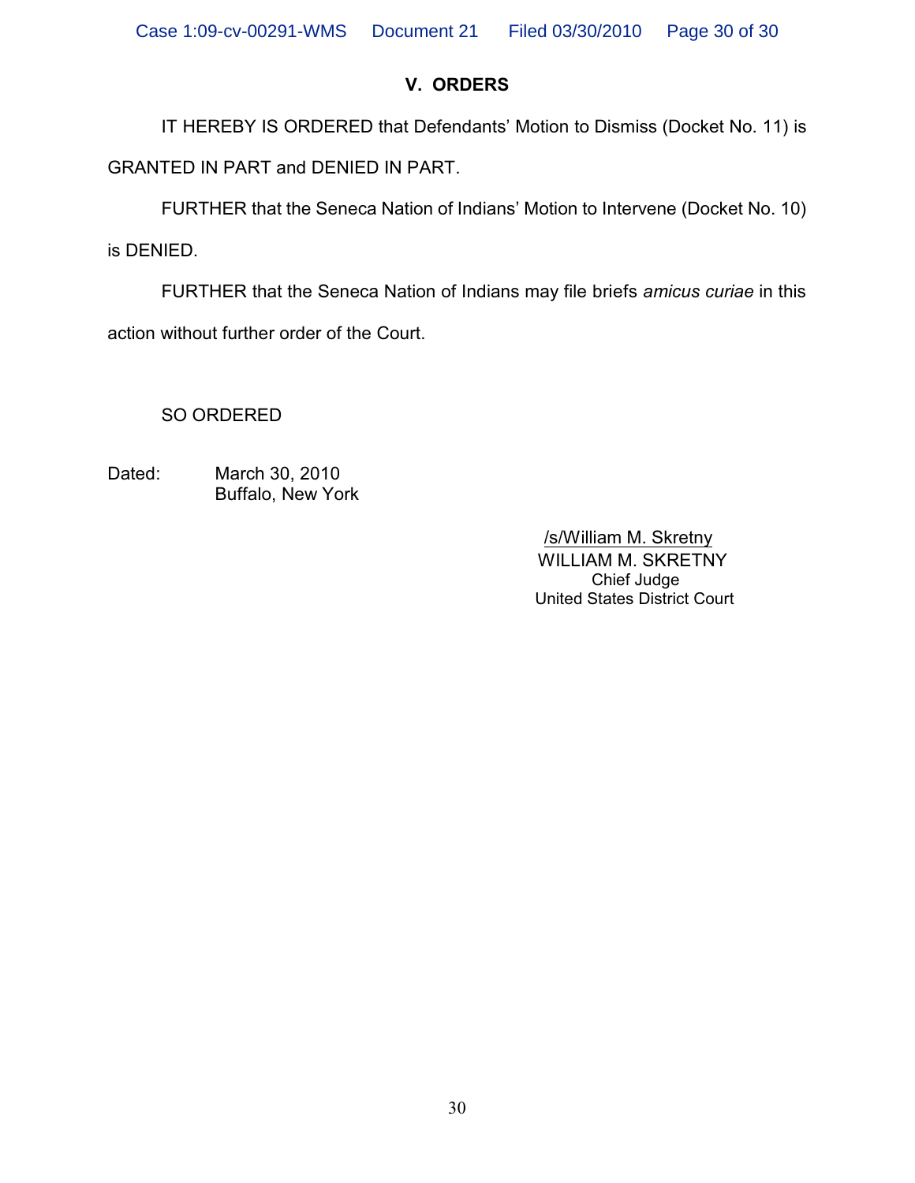## V. ORDERS

IT HEREBY IS ORDERED that Defendants' Motion to Dismiss (Docket No. 11) is GRANTED IN PART and DENIED IN PART.

FURTHER that the Seneca Nation of Indians' Motion to Intervene (Docket No. 10) is DENIED.

FURTHER that the Seneca Nation of Indians may file briefs *amicus curiae* in this action without further order of the Court.

SO ORDERED

Dated: March 30, 2010
Buffalo, New York

/s/William M. Skretny
WILLIAM M. SKRETNY
Chief Judge
United States District Court